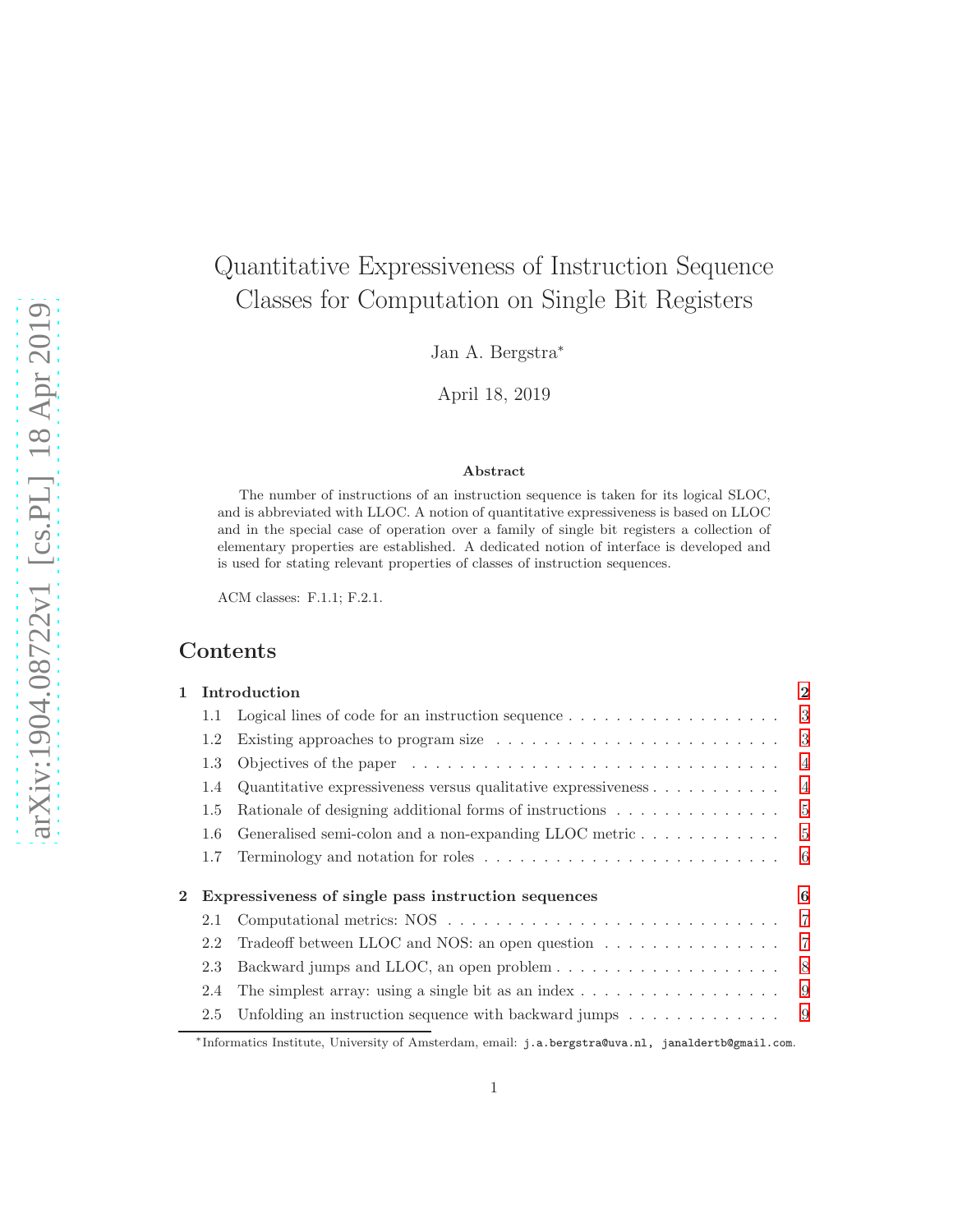# Quantitative Expressiveness of Instruction Sequence Classes for Computation on Single Bit Registers

Jan A. Bergstra*

April 18, 2019

### Abstract

The number of instructions of an instruction sequence is taken for its logical SLOC, and is abbreviated with LLOC. A notion of quantitative expressiveness is based on LLOC and in the special case of operation over a family of single bit registers a collection of elementary properties are established. A dedicated notion of interface is developed and is used for stating relevant properties of classes of instruction sequences.

ACM classes: F.1.1; F.2.1.

## Contents

- **1 Introduction** — 2
  - 1.1 Logical lines of code for an instruction sequence — 3
  - 1.2 Existing approaches to program size — 3
  - 1.3 Objectives of the paper — 4
  - 1.4 Quantitative expressiveness versus qualitative expressiveness — 4
  - 1.5 Rationale of designing additional forms of instructions — 5
  - 1.6 Generalised semi-colon and a non-expanding LLOC metric — 5
  - 1.7 Terminology and notation for roles — 6
- **2 Expressiveness of single pass instruction sequences** — 6
  - 2.1 Computational metrics: NOS — 7
  - 2.2 Tradeoff between LLOC and NOS: an open question — 7
  - 2.3 Backward jumps and LLOC, an open problem — 8
  - 2.4 The simplest array: using a single bit as an index — 9
  - 2.5 Unfolding an instruction sequence with backward jumps — 9

*Informatics Institute, University of Amsterdam, email: j.a.bergstra@uva.nl, janaldertb@gmail.com.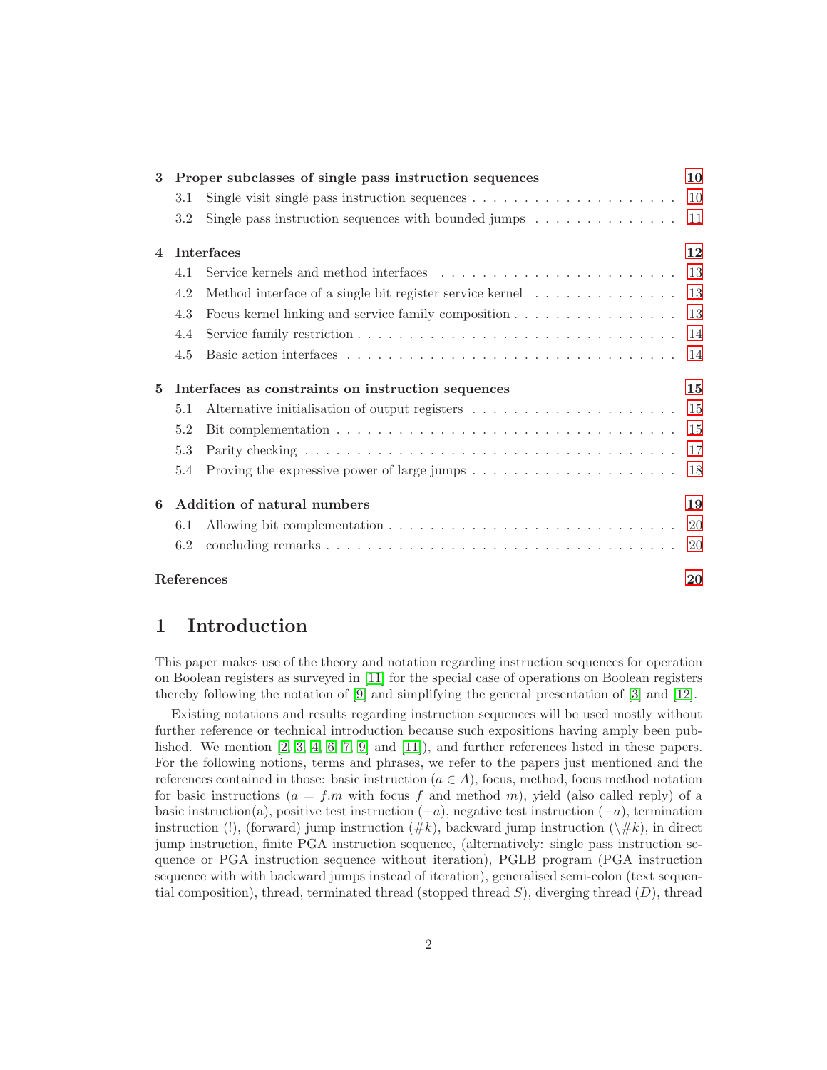| | | |
|---|---|---|
| **3** | **Proper subclasses of single pass instruction sequences** | **10** |
| | 3.1 Single visit single pass instruction sequences | 10 |
| | 3.2 Single pass instruction sequences with bounded jumps | 11 |
| **4** | **Interfaces** | **12** |
| | 4.1 Service kernels and method interfaces | 13 |
| | 4.2 Method interface of a single bit register service kernel | 13 |
| | 4.3 Focus kernel linking and service family composition | 13 |
| | 4.4 Service family restriction | 14 |
| | 4.5 Basic action interfaces | 14 |
| **5** | **Interfaces as constraints on instruction sequences** | **15** |
| | 5.1 Alternative initialisation of output registers | 15 |
| | 5.2 Bit complementation | 15 |
| | 5.3 Parity checking | 17 |
| | 5.4 Proving the expressive power of large jumps | 18 |
| **6** | **Addition of natural numbers** | **19** |
| | 6.1 Allowing bit complementation | 20 |
| | 6.2 concluding remarks | 20 |
| | **References** | **20** |

# 1 Introduction

This paper makes use of the theory and notation regarding instruction sequences for operation on Boolean registers as surveyed in [11] for the special case of operations on Boolean registers thereby following the notation of [9] and simplifying the general presentation of [3] and [12].

Existing notations and results regarding instruction sequences will be used mostly without further reference or technical introduction because such expositions having amply been published. We mention [2, 3, 4, 6, 7, 9] and [11]), and further references listed in these papers. For the following notions, terms and phrases, we refer to the papers just mentioned and the references contained in those: basic instruction ($a \in A$), focus, method, focus method notation for basic instructions ($a = f.m$ with focus $f$ and method $m$), yield (also called reply) of a basic instruction(a), positive test instruction ($+a$), negative test instruction ($-a$), termination instruction (!), (forward) jump instruction ($\#k$), backward jump instruction ($\backslash\#k$), in direct jump instruction, finite PGA instruction sequence, (alternatively: single pass instruction sequence or PGA instruction sequence without iteration), PGLB program (PGA instruction sequence with with backward jumps instead of iteration), generalised semi-colon (text sequential composition), thread, terminated thread (stopped thread $S$), diverging thread ($D$), thread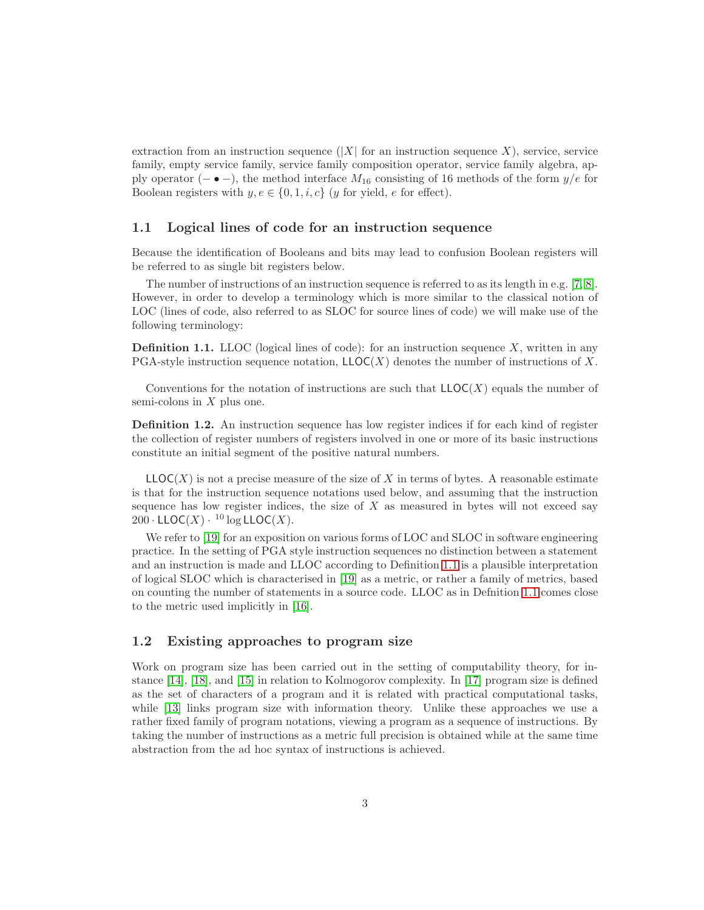extraction from an instruction sequence ($|X|$ for an instruction sequence $X$), service, service family, empty service family, service family composition operator, service family algebra, apply operator ($- \bullet -$), the method interface $M_{16}$ consisting of 16 methods of the form $y/e$ for Boolean registers with $y, e \in \{0, 1, i, c\}$ ($y$ for yield, $e$ for effect).

## 1.1 Logical lines of code for an instruction sequence

Because the identification of Booleans and bits may lead to confusion Boolean registers will be referred to as single bit registers below.

The number of instructions of an instruction sequence is referred to as its length in e.g. [7, 8]. However, in order to develop a terminology which is more similar to the classical notion of LOC (lines of code, also referred to as SLOC for source lines of code) we will make use of the following terminology:

**Definition 1.1.** LLOC (logical lines of code): for an instruction sequence $X$, written in any PGA-style instruction sequence notation, $\mathsf{LLOC}(X)$ denotes the number of instructions of $X$.

Conventions for the notation of instructions are such that $\mathsf{LLOC}(X)$ equals the number of semi-colons in $X$ plus one.

**Definition 1.2.** An instruction sequence has low register indices if for each kind of register the collection of register numbers of registers involved in one or more of its basic instructions constitute an initial segment of the positive natural numbers.

$\mathsf{LLOC}(X)$ is not a precise measure of the size of $X$ in terms of bytes. A reasonable estimate is that for the instruction sequence notations used below, and assuming that the instruction sequence has low register indices, the size of $X$ as measured in bytes will not exceed say $200 \cdot \mathsf{LLOC}(X) \cdot {}^{10}\log \mathsf{LLOC}(X)$.

We refer to [19] for an exposition on various forms of LOC and SLOC in software engineering practice. In the setting of PGA style instruction sequences no distinction between a statement and an instruction is made and LLOC according to Definition 1.1 is a plausible interpretation of logical SLOC which is characterised in [19] as a metric, or rather a family of metrics, based on counting the number of statements in a source code. LLOC as in Defnition 1.1 comes close to the metric used implicitly in [16].

## 1.2 Existing approaches to program size

Work on program size has been carried out in the setting of computability theory, for instance [14], [18], and [15] in relation to Kolmogorov complexity. In [17] program size is defined as the set of characters of a program and it is related with practical computational tasks, while [13] links program size with information theory. Unlike these approaches we use a rather fixed family of program notations, viewing a program as a sequence of instructions. By taking the number of instructions as a metric full precision is obtained while at the same time abstraction from the ad hoc syntax of instructions is achieved.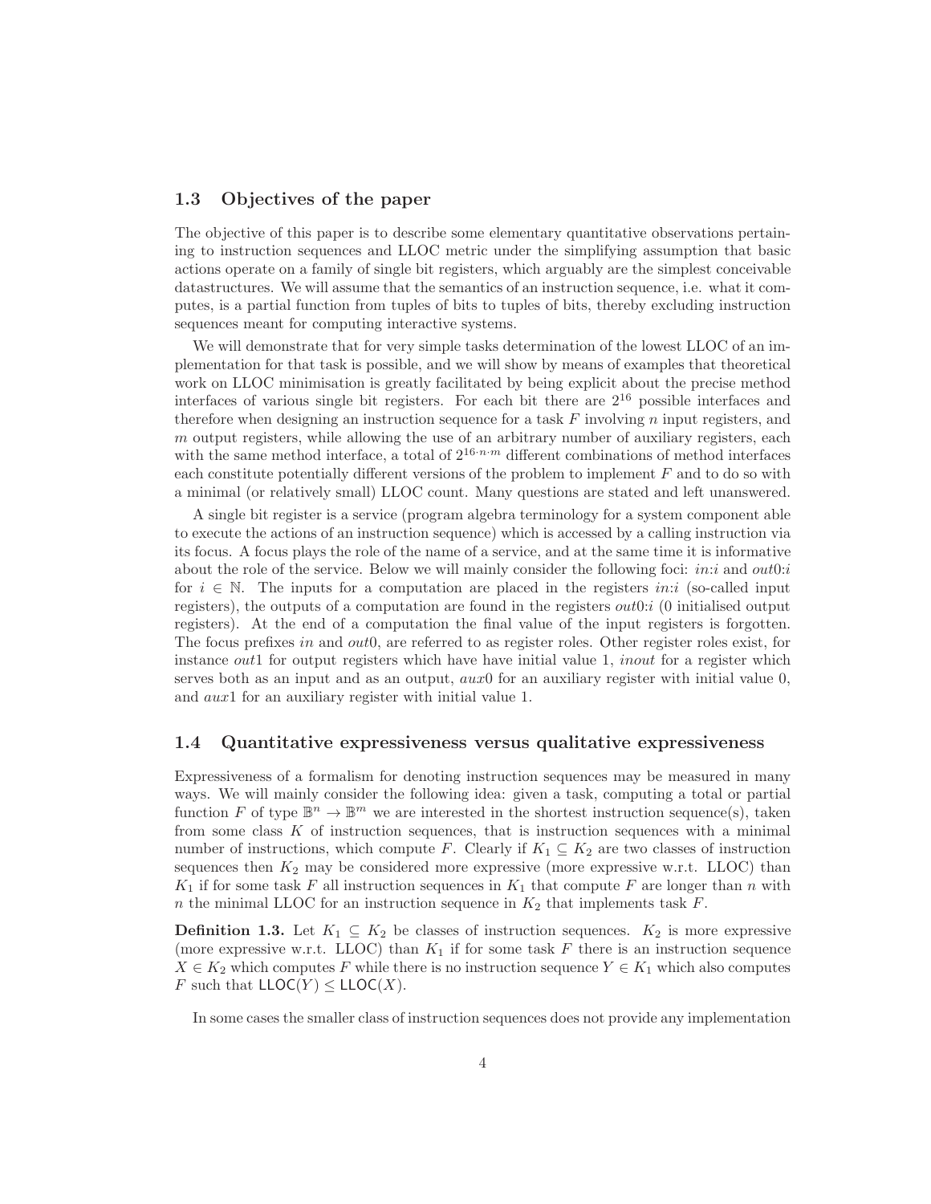### 1.3 Objectives of the paper

The objective of this paper is to describe some elementary quantitative observations pertaining to instruction sequences and LLOC metric under the simplifying assumption that basic actions operate on a family of single bit registers, which arguably are the simplest conceivable datastructures. We will assume that the semantics of an instruction sequence, i.e. what it computes, is a partial function from tuples of bits to tuples of bits, thereby excluding instruction sequences meant for computing interactive systems.

We will demonstrate that for very simple tasks determination of the lowest LLOC of an implementation for that task is possible, and we will show by means of examples that theoretical work on LLOC minimisation is greatly facilitated by being explicit about the precise method interfaces of various single bit registers. For each bit there are $2^{16}$ possible interfaces and therefore when designing an instruction sequence for a task $F$ involving $n$ input registers, and $m$ output registers, while allowing the use of an arbitrary number of auxiliary registers, each with the same method interface, a total of $2^{16 \cdot n \cdot m}$ different combinations of method interfaces each constitute potentially different versions of the problem to implement $F$ and to do so with a minimal (or relatively small) LLOC count. Many questions are stated and left unanswered.

A single bit register is a service (program algebra terminology for a system component able to execute the actions of an instruction sequence) which is accessed by a calling instruction via its focus. A focus plays the role of the name of a service, and at the same time it is informative about the role of the service. Below we will mainly consider the following foci: $in{:}i$ and $out0{:}i$ for $i \in \mathbb{N}$. The inputs for a computation are placed in the registers $in{:}i$ (so-called input registers), the outputs of a computation are found in the registers $out0{:}i$ (0 initialised output registers). At the end of a computation the final value of the input registers is forgotten. The focus prefixes *in* and *out*0, are referred to as register roles. Other register roles exist, for instance *out*1 for output registers which have have initial value 1, *inout* for a register which serves both as an input and as an output, *aux*0 for an auxiliary register with initial value 0, and *aux*1 for an auxiliary register with initial value 1.

### 1.4 Quantitative expressiveness versus qualitative expressiveness

Expressiveness of a formalism for denoting instruction sequences may be measured in many ways. We will mainly consider the following idea: given a task, computing a total or partial function $F$ of type $\mathbb{B}^n \to \mathbb{B}^m$ we are interested in the shortest instruction sequence(s), taken from some class $K$ of instruction sequences, that is instruction sequences with a minimal number of instructions, which compute $F$. Clearly if $K_1 \subseteq K_2$ are two classes of instruction sequences then $K_2$ may be considered more expressive (more expressive w.r.t. LLOC) than $K_1$ if for some task $F$ all instruction sequences in $K_1$ that compute $F$ are longer than $n$ with $n$ the minimal LLOC for an instruction sequence in $K_2$ that implements task $F$.

**Definition 1.3.** Let $K_1 \subseteq K_2$ be classes of instruction sequences. $K_2$ is more expressive (more expressive w.r.t. LLOC) than $K_1$ if for some task $F$ there is an instruction sequence $X \in K_2$ which computes $F$ while there is no instruction sequence $Y \in K_1$ which also computes $F$ such that $\mathsf{LLOC}(Y) \leq \mathsf{LLOC}(X)$.

In some cases the smaller class of instruction sequences does not provide any implementation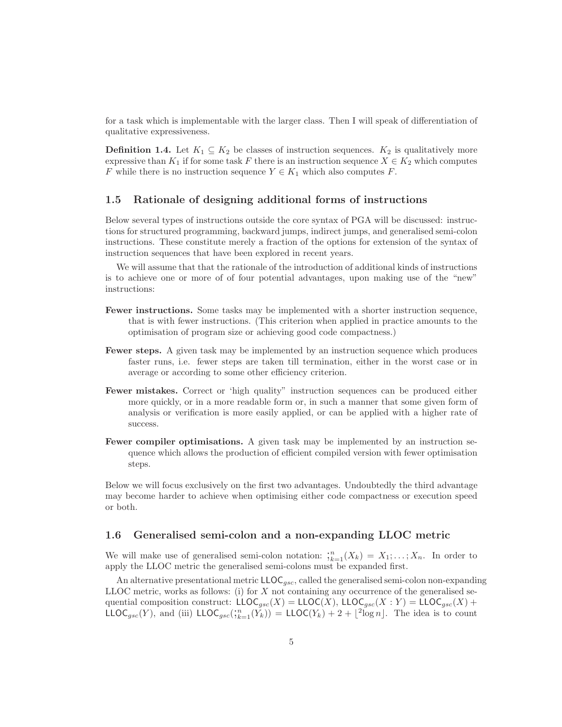for a task which is implementable with the larger class. Then I will speak of differentiation of qualitative expressiveness.

**Definition 1.4.** Let $K_1 \subseteq K_2$ be classes of instruction sequences. $K_2$ is qualitatively more expressive than $K_1$ if for some task $F$ there is an instruction sequence $X \in K_2$ which computes $F$ while there is no instruction sequence $Y \in K_1$ which also computes $F$.

### 1.5 Rationale of designing additional forms of instructions

Below several types of instructions outside the core syntax of PGA will be discussed: instructions for structured programming, backward jumps, indirect jumps, and generalised semi-colon instructions. These constitute merely a fraction of the options for extension of the syntax of instruction sequences that have been explored in recent years.

We will assume that that the rationale of the introduction of additional kinds of instructions is to achieve one or more of of four potential advantages, upon making use of the "new" instructions:

**Fewer instructions.** Some tasks may be implemented with a shorter instruction sequence, that is with fewer instructions. (This criterion when applied in practice amounts to the optimisation of program size or achieving good code compactness.)

**Fewer steps.** A given task may be implemented by an instruction sequence which produces faster runs, i.e. fewer steps are taken till termination, either in the worst case or in average or according to some other efficiency criterion.

**Fewer mistakes.** Correct or 'high quality" instruction sequences can be produced either more quickly, or in a more readable form or, in such a manner that some given form of analysis or verification is more easily applied, or can be applied with a higher rate of success.

**Fewer compiler optimisations.** A given task may be implemented by an instruction sequence which allows the production of efficient compiled version with fewer optimisation steps.

Below we will focus exclusively on the first two advantages. Undoubtedly the third advantage may become harder to achieve when optimising either code compactness or execution speed or both.

### 1.6 Generalised semi-colon and a non-expanding LLOC metric

We will make use of generalised semi-colon notation: $;_{k=1}^{n}(X_k) = X_1; \ldots; X_n$. In order to apply the LLOC metric the generalised semi-colons must be expanded first.

An alternative presentational metric $\mathsf{LLOC}_{gsc}$, called the generalised semi-colon non-expanding LLOC metric, works as follows: (i) for $X$ not containing any occurrence of the generalised sequential composition construct: $\mathsf{LLOC}_{gsc}(X) = \mathsf{LLOC}(X)$, $\mathsf{LLOC}_{gsc}(X : Y) = \mathsf{LLOC}_{gsc}(X) + \mathsf{LLOC}_{gsc}(Y)$, and (iii) $\mathsf{LLOC}_{gsc}(;_{k=1}^{n}(Y_k)) = \mathsf{LLOC}(Y_k) + 2 + \lfloor {}^2\log n \rfloor$. The idea is to count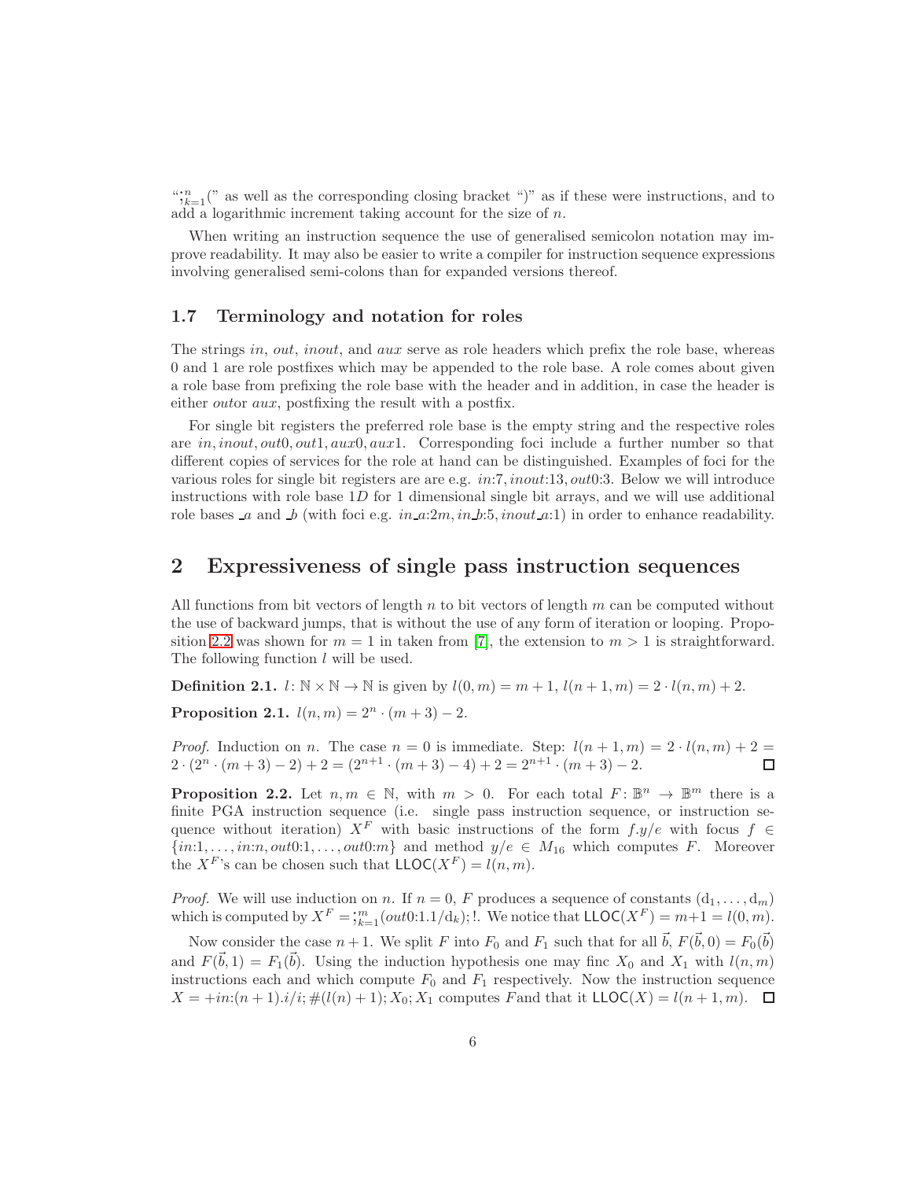"$;_{k=1}^{n}($" as well as the corresponding closing bracket ")" as if these were instructions, and to add a logarithmic increment taking account for the size of $n$.

When writing an instruction sequence the use of generalised semicolon notation may improve readability. It may also be easier to write a compiler for instruction sequence expressions involving generalised semi-colons than for expanded versions thereof.

### 1.7 Terminology and notation for roles

The strings *in*, *out*, *inout*, and *aux* serve as role headers which prefix the role base, whereas 0 and 1 are role postfixes which may be appended to the role base. A role comes about given a role base from prefixing the role base with the header and in addition, in case the header is either *out*or *aux*, postfixing the result with a postfix.

For single bit registers the preferred role base is the empty string and the respective roles are *in*, *inout*, *out*0, *out*1, *aux*0, *aux*1. Corresponding foci include a further number so that different copies of services for the role at hand can be distinguished. Examples of foci for the various roles for single bit registers are are e.g. *in*:7, *inout*:13, *out*0:3. Below we will introduce instructions with role base $1D$ for 1 dimensional single bit arrays, and we will use additional role bases _*a* and _*b* (with foci e.g. *in*_*a*:2*m*, *in*_*b*:5, *inout*_*a*:1) in order to enhance readability.

## 2 Expressiveness of single pass instruction sequences

All functions from bit vectors of length $n$ to bit vectors of length $m$ can be computed without the use of backward jumps, that is without the use of any form of iteration or looping. Proposition 2.2 was shown for $m = 1$ in taken from [7], the extension to $m > 1$ is straightforward. The following function $l$ will be used.

**Definition 2.1.** $l\colon \mathbb{N} \times \mathbb{N} \to \mathbb{N}$ is given by $l(0, m) = m + 1$, $l(n + 1, m) = 2 \cdot l(n, m) + 2$.

**Proposition 2.1.** $l(n, m) = 2^n \cdot (m + 3) - 2$.

*Proof.* Induction on $n$. The case $n = 0$ is immediate. Step: $l(n + 1, m) = 2 \cdot l(n, m) + 2 = 2 \cdot (2^n \cdot (m + 3) - 2) + 2 = (2^{n+1} \cdot (m + 3) - 4) + 2 = 2^{n+1} \cdot (m + 3) - 2$. ◻

**Proposition 2.2.** Let $n, m \in \mathbb{N}$, with $m > 0$. For each total $F\colon \mathbb{B}^n \to \mathbb{B}^m$ there is a finite PGA instruction sequence (i.e. single pass instruction sequence, or instruction sequence without iteration) $X^F$ with basic instructions of the form $f.y/e$ with focus $f \in \{in{:}1, \ldots, in{:}n, out0{:}1, \ldots, out0{:}m\}$ and method $y/e \in M_{16}$ which computes $F$. Moreover the $X^F$'s can be chosen such that $\mathsf{LLOC}(X^F) = l(n, m)$.

*Proof.* We will use induction on $n$. If $n = 0$, $F$ produces a sequence of constants $(\mathrm{d}_1, \ldots, \mathrm{d}_m)$ which is computed by $X^F = ;_{k=1}^{m}(out0{:}1.1/\mathrm{d}_k); !$. We notice that $\mathsf{LLOC}(X^F) = m+1 = l(0, m)$.

Now consider the case $n+1$. We split $F$ into $F_0$ and $F_1$ such that for all $\vec{b}$, $F(\vec{b}, 0) = F_0(\vec{b})$ and $F(\vec{b}, 1) = F_1(\vec{b})$. Using the induction hypothesis one may finc $X_0$ and $X_1$ with $l(n, m)$ instructions each and which compute $F_0$ and $F_1$ respectively. Now the instruction sequence $X = +in{:}(n + 1).i/i; \#(l(n) + 1); X_0; X_1$ computes $F$and that it $\mathsf{LLOC}(X) = l(n + 1, m)$. ◻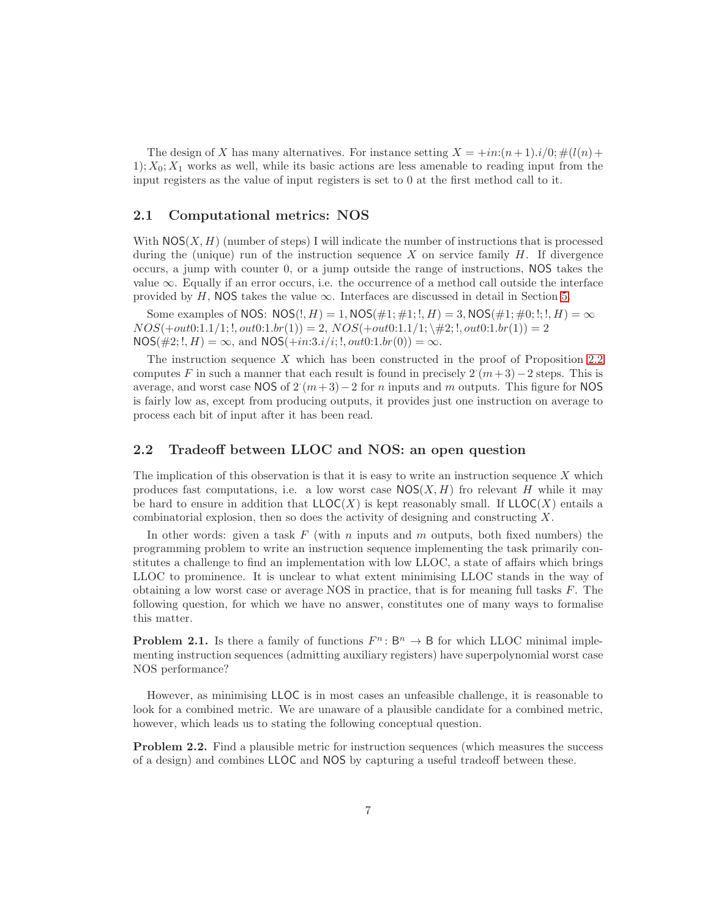The design of $X$ has many alternatives. For instance setting $X = +in{:}(n+1).i/0; \#(l(n)+1); X_0; X_1$ works as well, while its basic actions are less amenable to reading input from the input registers as the value of input registers is set to 0 at the first method call to it.

## 2.1 Computational metrics: NOS

With $\mathsf{NOS}(X, H)$ (number of steps) I will indicate the number of instructions that is processed during the (unique) run of the instruction sequence $X$ on service family $H$. If divergence occurs, a jump with counter 0, or a jump outside the range of instructions, NOS takes the value $\infty$. Equally if an error occurs, i.e. the occurrence of a method call outside the interface provided by $H$, NOS takes the value $\infty$. Interfaces are discussed in detail in Section 5.

Some examples of NOS: $\mathsf{NOS}(!, H) = 1$, $\mathsf{NOS}(\#1; \#1; !, H) = 3$, $\mathsf{NOS}(\#1; \#0; !; !, H) = \infty$ $NOS(+out0{:}1.1/1; !, out0{:}1.br(1)) = 2$, $NOS(+out0{:}1.1/1; \backslash\#2; !, out0{:}1.br(1)) = 2$ $\mathsf{NOS}(\#2; !, H) = \infty$, and $\mathsf{NOS}(+in{:}3.i/i; !, out0{:}1.br(0)) = \infty$.

The instruction sequence $X$ which has been constructed in the proof of Proposition 2.2 computes $F$ in such a manner that each result is found in precisely $2 \cdot (m+3) - 2$ steps. This is average, and worst case NOS of $2 \cdot (m+3) - 2$ for $n$ inputs and $m$ outputs. This figure for NOS is fairly low as, except from producing outputs, it provides just one instruction on average to process each bit of input after it has been read.

## 2.2 Tradeoff between LLOC and NOS: an open question

The implication of this observation is that it is easy to write an instruction sequence $X$ which produces fast computations, i.e. a low worst case $\mathsf{NOS}(X, H)$ fro relevant $H$ while it may be hard to ensure in addition that $\mathsf{LLOC}(X)$ is kept reasonably small. If $\mathsf{LLOC}(X)$ entails a combinatorial explosion, then so does the activity of designing and constructing $X$.

In other words: given a task $F$ (with $n$ inputs and $m$ outputs, both fixed numbers) the programming problem to write an instruction sequence implementing the task primarily constitutes a challenge to find an implementation with low LLOC, a state of affairs which brings LLOC to prominence. It is unclear to what extent minimising LLOC stands in the way of obtaining a low worst case or average NOS in practice, that is for meaning full tasks $F$. The following question, for which we have no answer, constitutes one of many ways to formalise this matter.

**Problem 2.1.** Is there a family of functions $F^n \colon \mathsf{B}^n \to \mathsf{B}$ for which LLOC minimal implementing instruction sequences (admitting auxiliary registers) have superpolynomial worst case NOS performance?

However, as minimising LLOC is in most cases an unfeasible challenge, it is reasonable to look for a combined metric. We are unaware of a plausible candidate for a combined metric, however, which leads us to stating the following conceptual question.

**Problem 2.2.** Find a plausible metric for instruction sequences (which measures the success of a design) and combines LLOC and NOS by capturing a useful tradeoff between these.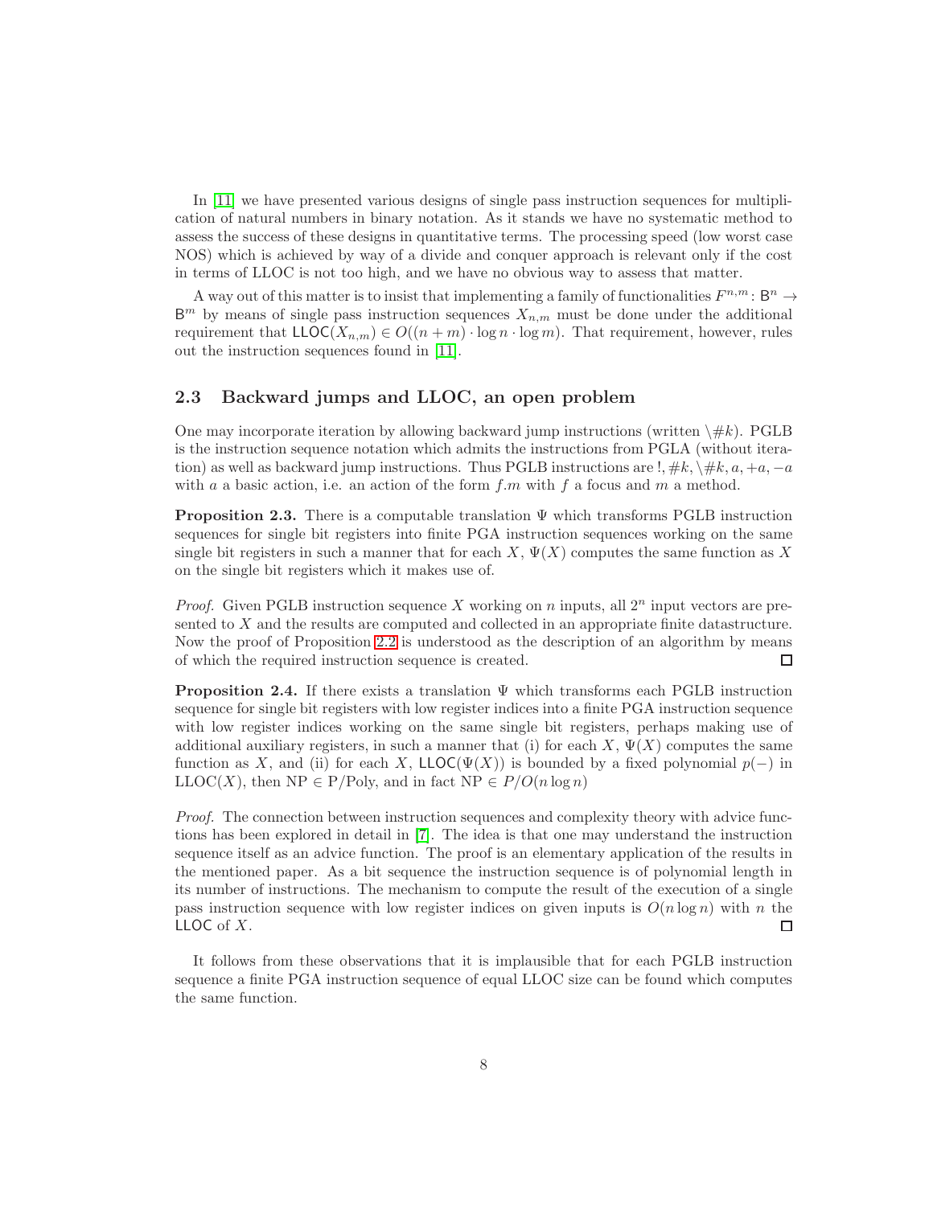In [11] we have presented various designs of single pass instruction sequences for multiplication of natural numbers in binary notation. As it stands we have no systematic method to assess the success of these designs in quantitative terms. The processing speed (low worst case NOS) which is achieved by way of a divide and conquer approach is relevant only if the cost in terms of LLOC is not too high, and we have no obvious way to assess that matter.

A way out of this matter is to insist that implementing a family of functionalities $F^{n,m} \colon \mathsf{B}^n \to \mathsf{B}^m$ by means of single pass instruction sequences $X_{n,m}$ must be done under the additional requirement that $\mathsf{LLOC}(X_{n,m}) \in O((n+m) \cdot \log n \cdot \log m)$. That requirement, however, rules out the instruction sequences found in [11].

### 2.3 Backward jumps and LLOC, an open problem

One may incorporate iteration by allowing backward jump instructions (written $\backslash\#k$). PGLB is the instruction sequence notation which admits the instructions from PGLA (without iteration) as well as backward jump instructions. Thus PGLB instructions are $!, \#k, \backslash\#k, a, +a, -a$ with $a$ a basic action, i.e. an action of the form $f.m$ with $f$ a focus and $m$ a method.

**Proposition 2.3.** There is a computable translation $\Psi$ which transforms PGLB instruction sequences for single bit registers into finite PGA instruction sequences working on the same single bit registers in such a manner that for each $X$, $\Psi(X)$ computes the same function as $X$ on the single bit registers which it makes use of.

*Proof.* Given PGLB instruction sequence $X$ working on $n$ inputs, all $2^n$ input vectors are presented to $X$ and the results are computed and collected in an appropriate finite datastructure. Now the proof of Proposition 2.2 is understood as the description of an algorithm by means of which the required instruction sequence is created. □

**Proposition 2.4.** If there exists a translation $\Psi$ which transforms each PGLB instruction sequence for single bit registers with low register indices into a finite PGA instruction sequence with low register indices working on the same single bit registers, perhaps making use of additional auxiliary registers, in such a manner that (i) for each $X$, $\Psi(X)$ computes the same function as $X$, and (ii) for each $X$, $\mathsf{LLOC}(\Psi(X))$ is bounded by a fixed polynomial $p(-)$ in $\mathrm{LLOC}(X)$, then $\mathrm{NP} \in \mathrm{P/Poly}$, and in fact $\mathrm{NP} \in P/O(n \log n)$

*Proof.* The connection between instruction sequences and complexity theory with advice functions has been explored in detail in [7]. The idea is that one may understand the instruction sequence itself as an advice function. The proof is an elementary application of the results in the mentioned paper. As a bit sequence the instruction sequence is of polynomial length in its number of instructions. The mechanism to compute the result of the execution of a single pass instruction sequence with low register indices on given inputs is $O(n \log n)$ with $n$ the $\mathsf{LLOC}$ of $X$. □

It follows from these observations that it is implausible that for each PGLB instruction sequence a finite PGA instruction sequence of equal LLOC size can be found which computes the same function.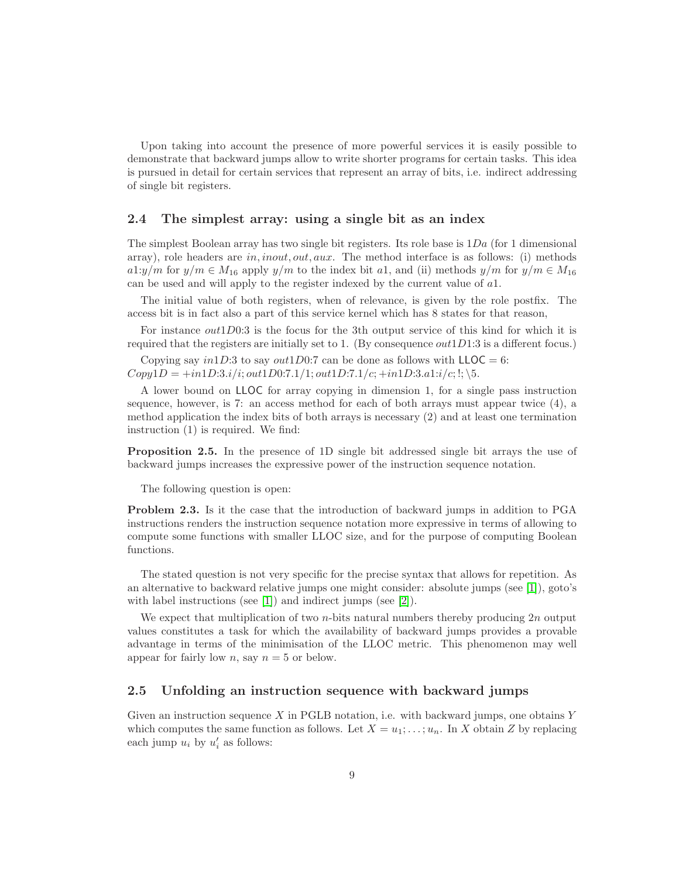Upon taking into account the presence of more powerful services it is easily possible to demonstrate that backward jumps allow to write shorter programs for certain tasks. This idea is pursued in detail for certain services that represent an array of bits, i.e. indirect addressing of single bit registers.

## 2.4 The simplest array: using a single bit as an index

The simplest Boolean array has two single bit registers. Its role base is $1Da$ (for 1 dimensional array), role headers are $in, inout, out, aux$. The method interface is as follows: (i) methods $a1{:}y/m$ for $y/m \in M_{16}$ apply $y/m$ to the index bit $a1$, and (ii) methods $y/m$ for $y/m \in M_{16}$ can be used and will apply to the register indexed by the current value of $a1$.

The initial value of both registers, when of relevance, is given by the role postfix. The access bit is in fact also a part of this service kernel which has 8 states for that reason,

For instance $out1D0{:}3$ is the focus for the 3th output service of this kind for which it is required that the registers are initially set to 1. (By consequence $out1D1{:}3$ is a different focus.)

Copying say $in1D{:}3$ to say $out1D0{:}7$ can be done as follows with $\mathsf{LLOC} = 6$:
$Copy1D = +in1D{:}3.i/i; out1D0{:}7.1/1; out1D{:}7.1/c; +in1D{:}3.a1{:}i/c; !; \backslash 5.$

A lower bound on $\mathsf{LLOC}$ for array copying in dimension 1, for a single pass instruction sequence, however, is 7: an access method for each of both arrays must appear twice (4), a method application the index bits of both arrays is necessary (2) and at least one termination instruction (1) is required. We find:

**Proposition 2.5.** In the presence of 1D single bit addressed single bit arrays the use of backward jumps increases the expressive power of the instruction sequence notation.

The following question is open:

**Problem 2.3.** Is it the case that the introduction of backward jumps in addition to PGA instructions renders the instruction sequence notation more expressive in terms of allowing to compute some functions with smaller LLOC size, and for the purpose of computing Boolean functions.

The stated question is not very specific for the precise syntax that allows for repetition. As an alternative to backward relative jumps one might consider: absolute jumps (see [1]), goto's with label instructions (see [1]) and indirect jumps (see [2]).

We expect that multiplication of two $n$-bits natural numbers thereby producing $2n$ output values constitutes a task for which the availability of backward jumps provides a provable advantage in terms of the minimisation of the LLOC metric. This phenomenon may well appear for fairly low $n$, say $n = 5$ or below.

## 2.5 Unfolding an instruction sequence with backward jumps

Given an instruction sequence $X$ in PGLB notation, i.e. with backward jumps, one obtains $Y$ which computes the same function as follows. Let $X = u_1; \ldots; u_n$. In $X$ obtain $Z$ by replacing each jump $u_i$ by $u'_i$ as follows: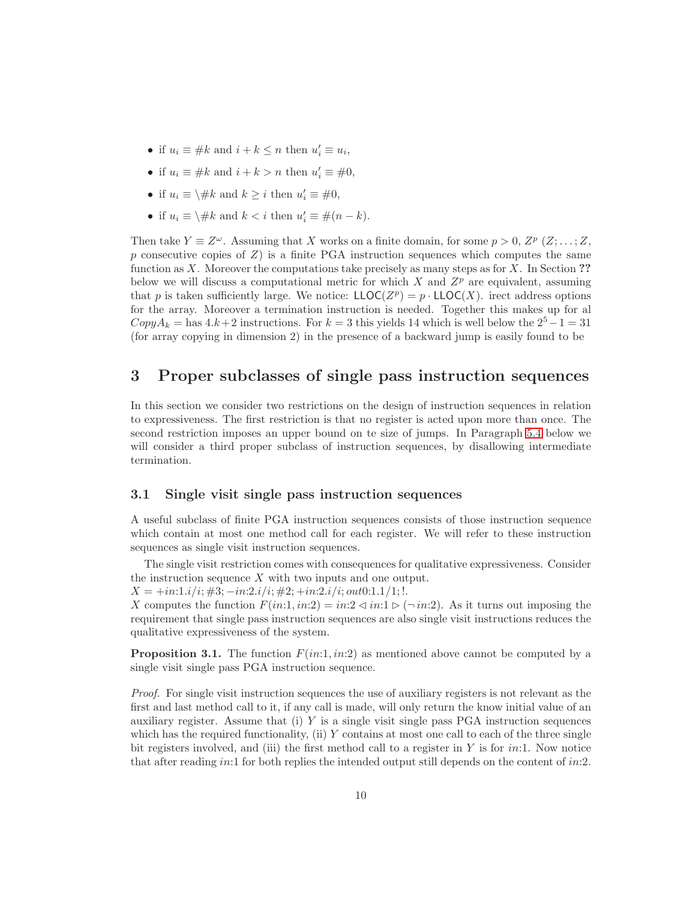- if $u_i \equiv \#k$ and $i + k \leq n$ then $u'_i \equiv u_i$,
- if $u_i \equiv \#k$ and $i + k > n$ then $u'_i \equiv \#0$,
- if $u_i \equiv \backslash\#k$ and $k \geq i$ then $u'_i \equiv \#0$,
- if $u_i \equiv \backslash\#k$ and $k < i$ then $u'_i \equiv \#(n - k)$.

Then take $Y \equiv Z^\omega$. Assuming that $X$ works on a finite domain, for some $p > 0$, $Z^p$ ($Z; \ldots; Z$, $p$ consecutive copies of $Z$) is a finite PGA instruction sequences which computes the same function as $X$. Moreover the computations take precisely as many steps as for $X$. In Section **??** below we will discuss a computational metric for which $X$ and $Z^p$ are equivalent, assuming that $p$ is taken sufficiently large. We notice: $\mathsf{LLOC}(Z^p) = p \cdot \mathsf{LLOC}(X)$. irect address options for the array. Moreover a termination instruction is needed. Together this makes up for al $CopyA_k =$ has $4.k + 2$ instructions. For $k = 3$ this yields 14 which is well below the $2^5 - 1 = 31$ (for array copying in dimension 2) in the presence of a backward jump is easily found to be

# 3 Proper subclasses of single pass instruction sequences

In this section we consider two restrictions on the design of instruction sequences in relation to expressiveness. The first restriction is that no register is acted upon more than once. The second restriction imposes an upper bound on te size of jumps. In Paragraph 5.4 below we will consider a third proper subclass of instruction sequences, by disallowing intermediate termination.

## 3.1 Single visit single pass instruction sequences

A useful subclass of finite PGA instruction sequences consists of those instruction sequence which contain at most one method call for each register. We will refer to these instruction sequences as single visit instruction sequences.

The single visit restriction comes with consequences for qualitative expressiveness. Consider the instruction sequence $X$ with two inputs and one output.

$X = +in{:}1.i/i; \#3; -in{:}2.i/i; \#2; +in{:}2.i/i; out0{:}1.1/1; !.$

$X$ computes the function $F(in{:}1, in{:}2) = in{:}2 \triangleleft in{:}1 \triangleright (\neg\, in{:}2)$. As it turns out imposing the requirement that single pass instruction sequences are also single visit instructions reduces the qualitative expressiveness of the system.

**Proposition 3.1.** The function $F(in{:}1, in{:}2)$ as mentioned above cannot be computed by a single visit single pass PGA instruction sequence.

*Proof.* For single visit instruction sequences the use of auxiliary registers is not relevant as the first and last method call to it, if any call is made, will only return the know initial value of an auxiliary register. Assume that (i) $Y$ is a single visit single pass PGA instruction sequences which has the required functionality, (ii) $Y$ contains at most one call to each of the three single bit registers involved, and (iii) the first method call to a register in $Y$ is for $in{:}1$. Now notice that after reading $in{:}1$ for both replies the intended output still depends on the content of $in{:}2$.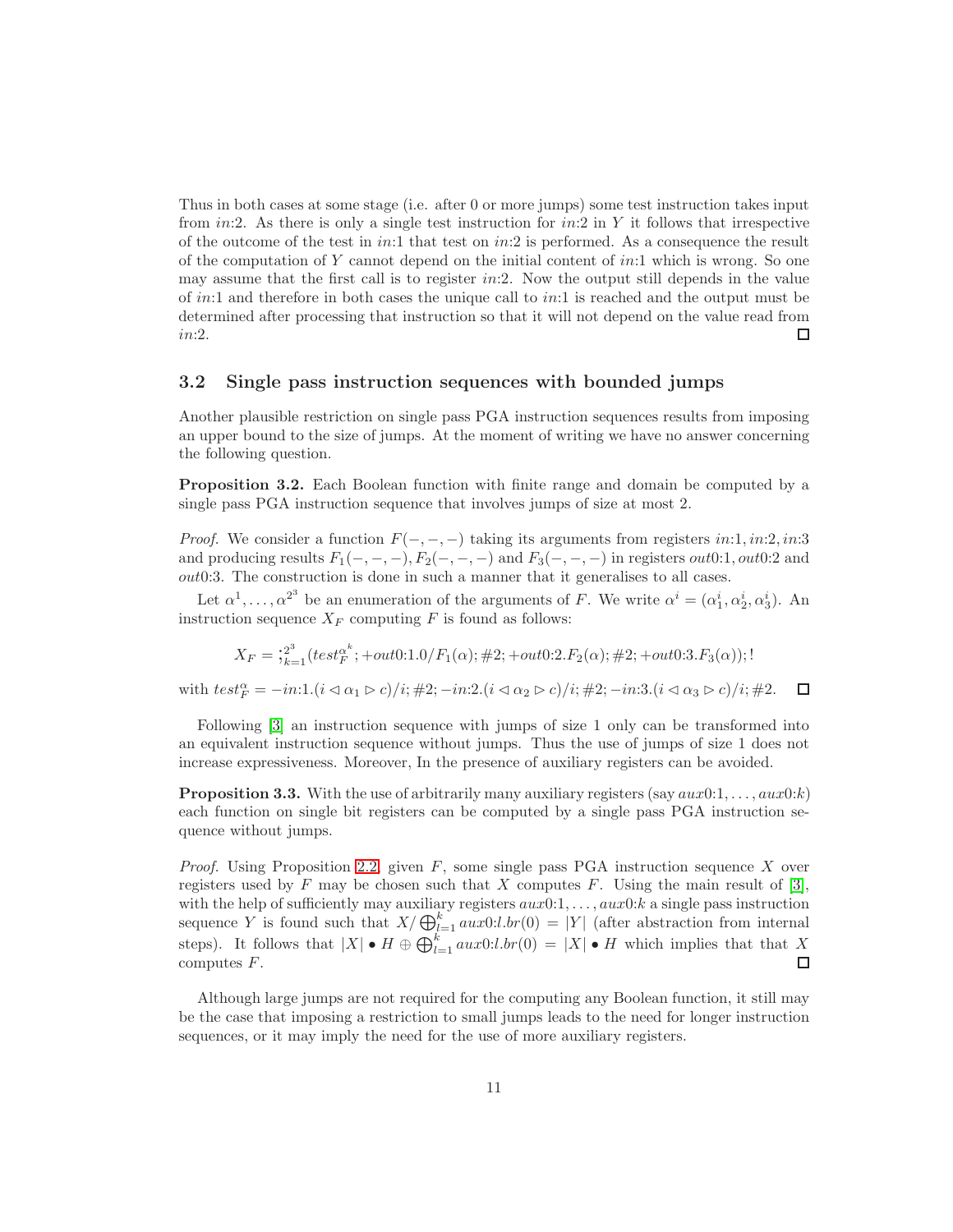Thus in both cases at some stage (i.e. after 0 or more jumps) some test instruction takes input from *in*:2. As there is only a single test instruction for *in*:2 in $Y$ it follows that irrespective of the outcome of the test in *in*:1 that test on *in*:2 is performed. As a consequence the result of the computation of $Y$ cannot depend on the initial content of *in*:1 which is wrong. So one may assume that the first call is to register *in*:2. Now the output still depends in the value of *in*:1 and therefore in both cases the unique call to *in*:1 is reached and the output must be determined after processing that instruction so that it will not depend on the value read from *in*:2. □

### 3.2 Single pass instruction sequences with bounded jumps

Another plausible restriction on single pass PGA instruction sequences results from imposing an upper bound to the size of jumps. At the moment of writing we have no answer concerning the following question.

**Proposition 3.2.** Each Boolean function with finite range and domain be computed by a single pass PGA instruction sequence that involves jumps of size at most 2.

*Proof.* We consider a function $F(-,-,-)$ taking its arguments from registers $in{:}1, in{:}2, in{:}3$ and producing results $F_1(-,-,-), F_2(-,-,-)$ and $F_3(-,-,-)$ in registers $out0{:}1, out0{:}2$ and $out0{:}3$. The construction is done in such a manner that it generalises to all cases.

Let $\alpha^1, \ldots, \alpha^{2^3}$ be an enumeration of the arguments of $F$. We write $\alpha^i = (\alpha^i_1, \alpha^i_2, \alpha^i_3)$. An instruction sequence $X_F$ computing $F$ is found as follows:

$$X_F = ;_{k=1}^{2^3}(test_F^{\alpha^k}; +out0{:}1.0/F_1(\alpha); \#2; +out0{:}2.F_2(\alpha); \#2; +out0{:}3.F_3(\alpha)); !$$

with $test_F^{\alpha} = -in{:}1.(i \lhd \alpha_1 \rhd c)/i; \#2; -in{:}2.(i \lhd \alpha_2 \rhd c)/i; \#2; -in{:}3.(i \lhd \alpha_3 \rhd c)/i; \#2.$ □

Following [3] an instruction sequence with jumps of size 1 only can be transformed into an equivalent instruction sequence without jumps. Thus the use of jumps of size 1 does not increase expressiveness. Moreover, In the presence of auxiliary registers can be avoided.

**Proposition 3.3.** With the use of arbitrarily many auxiliary registers (say $aux0{:}1, \ldots, aux0{:}k$) each function on single bit registers can be computed by a single pass PGA instruction sequence without jumps.

*Proof.* Using Proposition 2.2, given $F$, some single pass PGA instruction sequence $X$ over registers used by $F$ may be chosen such that $X$ computes $F$. Using the main result of [3], with the help of sufficiently may auxiliary registers $aux0{:}1, \ldots, aux0{:}k$ a single pass instruction sequence $Y$ is found such that $X/\bigoplus_{l=1}^{k} aux0{:}l.br(0) = |Y|$ (after abstraction from internal steps). It follows that $|X| \bullet H \oplus \bigoplus_{l=1}^{k} aux0{:}l.br(0) = |X| \bullet H$ which implies that that $X$ computes $F$. □

Although large jumps are not required for the computing any Boolean function, it still may be the case that imposing a restriction to small jumps leads to the need for longer instruction sequences, or it may imply the need for the use of more auxiliary registers.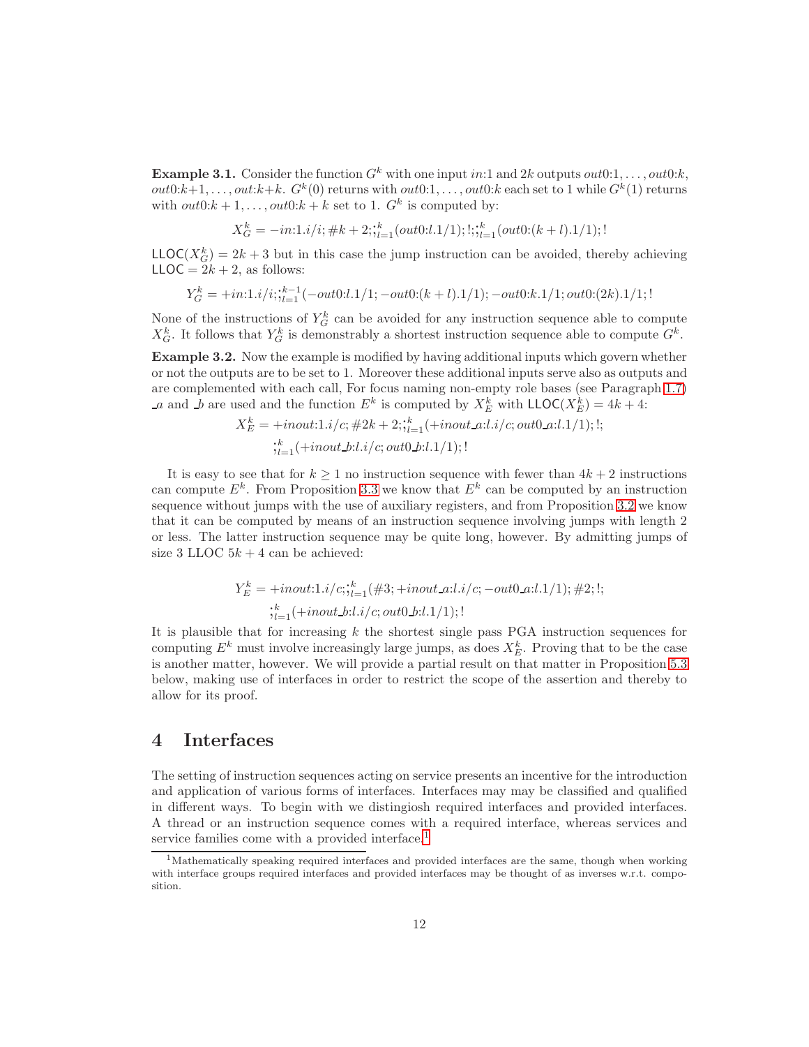**Example 3.1.** Consider the function $G^k$ with one input $in{:}1$ and $2k$ outputs $out0{:}1, \ldots, out0{:}k$, $out0{:}k{+}1, \ldots, out{:}k{+}k$. $G^k(0)$ returns with $out0{:}1, \ldots, out0{:}k$ each set to 1 while $G^k(1)$ returns with $out0{:}k+1, \ldots, out0{:}k+k$ set to 1. $G^k$ is computed by:

$$X_G^k = -in{:}1.i/i; \#k+2; ;_{l=1}^{k}(out0{:}l.1/1); !; ;_{l=1}^{k}(out0{:}(k+l).1/1); !$$

$\mathsf{LLOC}(X_G^k) = 2k+3$ but in this case the jump instruction can be avoided, thereby achieving $\mathsf{LLOC} = 2k+2$, as follows:

$$Y_G^k = +in{:}1.i/i; ;_{l=1}^{k-1}(-out0{:}l.1/1; -out0{:}(k+l).1/1); -out0{:}k.1/1; out0{:}(2k).1/1; !$$

None of the instructions of $Y_G^k$ can be avoided for any instruction sequence able to compute $X_G^k$. It follows that $Y_G^k$ is demonstrably a shortest instruction sequence able to compute $G^k$.

**Example 3.2.** Now the example is modified by having additional inputs which govern whether or not the outputs are to be set to 1. Moreover these additional inputs serve also as outputs and are complemented with each call, For focus naming non-empty role bases (see Paragraph 1.7) $\_a$ and $\_b$ are used and the function $E^k$ is computed by $X_E^k$ with $\mathsf{LLOC}(X_E^k) = 4k+4$:

$$X_E^k = +inout{:}1.i/c; \#2k+2; ;_{l=1}^{k}(+inout\_a{:}l.i/c; out0\_a{:}l.1/1); !;$$
$$;_{l=1}^{k}(+inout\_b{:}l.i/c; out0\_b{:}l.1/1); !$$

It is easy to see that for $k \geq 1$ no instruction sequence with fewer than $4k+2$ instructions can compute $E^k$. From Proposition 3.3 we know that $E^k$ can be computed by an instruction sequence without jumps with the use of auxiliary registers, and from Proposition 3.2 we know that it can be computed by means of an instruction sequence involving jumps with length 2 or less. The latter instruction sequence may be quite long, however. By admitting jumps of size 3 LLOC $5k+4$ can be achieved:

$$Y_E^k = +inout{:}1.i/c; ;_{l=1}^{k}(\#3; +inout\_a{:}l.i/c; -out0\_a{:}l.1/1); \#2; !;$$
$$;_{l=1}^{k}(+inout\_b{:}l.i/c; out0\_b{:}l.1/1); !$$

It is plausible that for increasing $k$ the shortest single pass PGA instruction sequences for computing $E^k$ must involve increasingly large jumps, as does $X_E^k$. Proving that to be the case is another matter, however. We will provide a partial result on that matter in Proposition 5.3 below, making use of interfaces in order to restrict the scope of the assertion and thereby to allow for its proof.

# 4 Interfaces

The setting of instruction sequences acting on service presents an incentive for the introduction and application of various forms of interfaces. Interfaces may may be classified and qualified in different ways. To begin with we distingiosh required interfaces and provided interfaces. A thread or an instruction sequence comes with a required interface, whereas services and service families come with a provided interface.[1]

[1] Mathematically speaking required interfaces and provided interfaces are the same, though when working with interface groups required interfaces and provided interfaces may be thought of as inverses w.r.t. composition.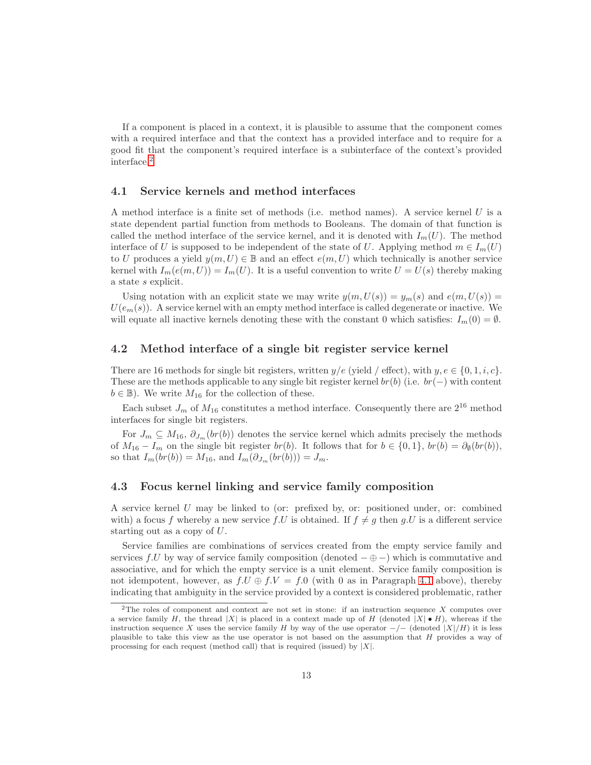If a component is placed in a context, it is plausible to assume that the component comes with a required interface and that the context has a provided interface and to require for a good fit that the component's required interface is a subinterface of the context's provided interface.[2]

### 4.1 Service kernels and method interfaces

A method interface is a finite set of methods (i.e. method names). A service kernel $U$ is a state dependent partial function from methods to Booleans. The domain of that function is called the method interface of the service kernel, and it is denoted with $I_m(U)$. The method interface of $U$ is supposed to be independent of the state of $U$. Applying method $m \in I_m(U)$ to $U$ produces a yield $y(m, U) \in \mathbb{B}$ and an effect $e(m, U)$ which technically is another service kernel with $I_m(e(m, U)) = I_m(U)$. It is a useful convention to write $U = U(s)$ thereby making a state $s$ explicit.

Using notation with an explicit state we may write $y(m, U(s)) = y_m(s)$ and $e(m, U(s)) = U(e_m(s))$. A service kernel with an empty method interface is called degenerate or inactive. We will equate all inactive kernels denoting these with the constant 0 which satisfies: $I_m(0) = \emptyset$.

### 4.2 Method interface of a single bit register service kernel

There are 16 methods for single bit registers, written $y/e$ (yield / effect), with $y, e \in \{0, 1, i, c\}$. These are the methods applicable to any single bit register kernel $br(b)$ (i.e. $br(-)$ with content $b \in \mathbb{B}$). We write $M_{16}$ for the collection of these.

Each subset $J_m$ of $M_{16}$ constitutes a method interface. Consequently there are $2^{16}$ method interfaces for single bit registers.

For $J_m \subseteq M_{16}$, $\partial_{J_m}(br(b))$ denotes the service kernel which admits precisely the methods of $M_{16} - I_m$ on the single bit register $br(b)$. It follows that for $b \in \{0, 1\}$, $br(b) = \partial_{\emptyset}(br(b))$, so that $I_m(br(b)) = M_{16}$, and $I_m(\partial_{J_m}(br(b))) = J_m$.

### 4.3 Focus kernel linking and service family composition

A service kernel $U$ may be linked to (or: prefixed by, or: positioned under, or: combined with) a focus $f$ whereby a new service $f.U$ is obtained. If $f \neq g$ then $g.U$ is a different service starting out as a copy of $U$.

Service families are combinations of services created from the empty service family and services $f.U$ by way of service family composition (denoted $- \oplus -$) which is commutative and associative, and for which the empty service is a unit element. Service family composition is not idempotent, however, as $f.U \oplus f.V = f.0$ (with 0 as in Paragraph 4.1 above), thereby indicating that ambiguity in the service provided by a context is considered problematic, rather

[2] The roles of component and context are not set in stone: if an instruction sequence $X$ computes over a service family $H$, the thread $|X|$ is placed in a context made up of $H$ (denoted $|X| \bullet H$), whereas if the instruction sequence $X$ uses the service family $H$ by way of the use operator $-/-$ (denoted $|X|/H$) it is less plausible to take this view as the use operator is not based on the assumption that $H$ provides a way of processing for each request (method call) that is required (issued) by $|X|$.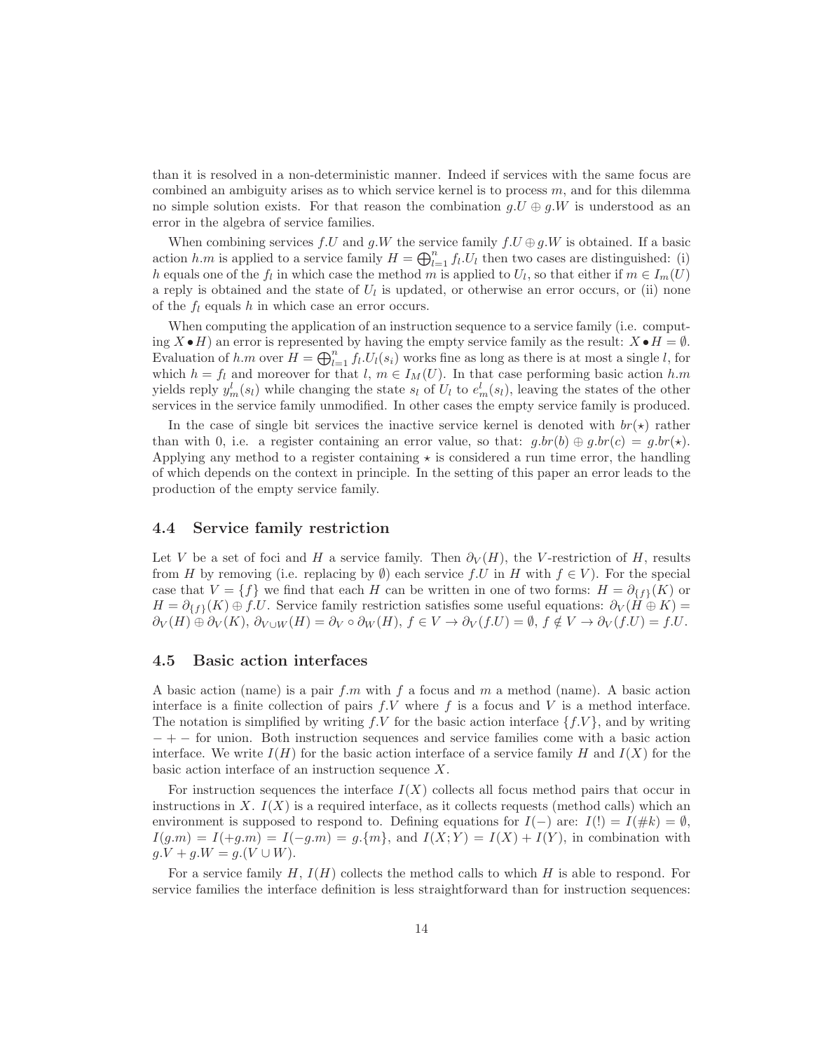than it is resolved in a non-deterministic manner. Indeed if services with the same focus are combined an ambiguity arises as to which service kernel is to process $m$, and for this dilemma no simple solution exists. For that reason the combination $g.U \oplus g.W$ is understood as an error in the algebra of service families.

When combining services $f.U$ and $g.W$ the service family $f.U \oplus g.W$ is obtained. If a basic action $h.m$ is applied to a service family $H = \bigoplus_{l=1}^{n} f_l.U_l$ then two cases are distinguished: (i) $h$ equals one of the $f_l$ in which case the method $m$ is applied to $U_l$, so that either if $m \in I_m(U)$ a reply is obtained and the state of $U_l$ is updated, or otherwise an error occurs, or (ii) none of the $f_l$ equals $h$ in which case an error occurs.

When computing the application of an instruction sequence to a service family (i.e. computing $X \bullet H$) an error is represented by having the empty service family as the result: $X \bullet H = \emptyset$. Evaluation of $h.m$ over $H = \bigoplus_{l=1}^{n} f_l.U_l(s_i)$ works fine as long as there is at most a single $l$, for which $h = f_l$ and moreover for that $l$, $m \in I_M(U)$. In that case performing basic action $h.m$ yields reply $y_m^l(s_l)$ while changing the state $s_l$ of $U_l$ to $e_m^l(s_l)$, leaving the states of the other services in the service family unmodified. In other cases the empty service family is produced.

In the case of single bit services the inactive service kernel is denoted with $br(\star)$ rather than with 0, i.e. a register containing an error value, so that: $g.br(b) \oplus g.br(c) = g.br(\star)$. Applying any method to a register containing $\star$ is considered a run time error, the handling of which depends on the context in principle. In the setting of this paper an error leads to the production of the empty service family.

## 4.4 Service family restriction

Let $V$ be a set of foci and $H$ a service family. Then $\partial_V(H)$, the $V$-restriction of $H$, results from $H$ by removing (i.e. replacing by $\emptyset$) each service $f.U$ in $H$ with $f \in V$). For the special case that $V = \{f\}$ we find that each $H$ can be written in one of two forms: $H = \partial_{\{f\}}(K)$ or $H = \partial_{\{f\}}(K) \oplus f.U$. Service family restriction satisfies some useful equations: $\partial_V(H \oplus K) = \partial_V(H) \oplus \partial_V(K)$, $\partial_{V \cup W}(H) = \partial_V \circ \partial_W(H)$, $f \in V \rightarrow \partial_V(f.U) = \emptyset$, $f \notin V \rightarrow \partial_V(f.U) = f.U$.

## 4.5 Basic action interfaces

A basic action (name) is a pair $f.m$ with $f$ a focus and $m$ a method (name). A basic action interface is a finite collection of pairs $f.V$ where $f$ is a focus and $V$ is a method interface. The notation is simplified by writing $f.V$ for the basic action interface $\{f.V\}$, and by writing $- + -$ for union. Both instruction sequences and service families come with a basic action interface. We write $I(H)$ for the basic action interface of a service family $H$ and $I(X)$ for the basic action interface of an instruction sequence $X$.

For instruction sequences the interface $I(X)$ collects all focus method pairs that occur in instructions in $X$. $I(X)$ is a required interface, as it collects requests (method calls) which an environment is supposed to respond to. Defining equations for $I(-)$ are: $I(!) = I(\#k) = \emptyset$, $I(g.m) = I(+g.m) = I(-g.m) = g.\{m\}$, and $I(X;Y) = I(X) + I(Y)$, in combination with $g.V + g.W = g.(V \cup W)$.

For a service family $H$, $I(H)$ collects the method calls to which $H$ is able to respond. For service families the interface definition is less straightforward than for instruction sequences: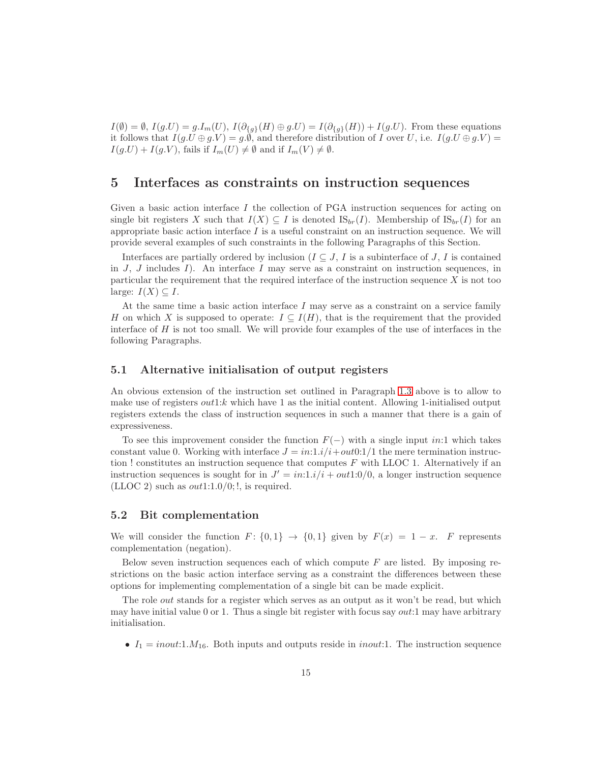$I(\emptyset) = \emptyset$, $I(g.U) = g.I_m(U)$, $I(\partial_{\{g\}}(H) \oplus g.U) = I(\partial_{\{g\}}(H)) + I(g.U)$. From these equations it follows that $I(g.U \oplus g.V) = g.\emptyset$, and therefore distribution of $I$ over $U$, i.e. $I(g.U \oplus g.V) = I(g.U) + I(g.V)$, fails if $I_m(U) \neq \emptyset$ and if $I_m(V) \neq \emptyset$.

# 5 Interfaces as constraints on instruction sequences

Given a basic action interface $I$ the collection of PGA instruction sequences for acting on single bit registers $X$ such that $I(X) \subseteq I$ is denoted $\mathrm{IS}_{br}(I)$. Membership of $\mathrm{IS}_{br}(I)$ for an appropriate basic action interface $I$ is a useful constraint on an instruction sequence. We will provide several examples of such constraints in the following Paragraphs of this Section.

Interfaces are partially ordered by inclusion ($I \subseteq J$, $I$ is a subinterface of $J$, $I$ is contained in $J$, $J$ includes $I$). An interface $I$ may serve as a constraint on instruction sequences, in particular the requirement that the required interface of the instruction sequence $X$ is not too large: $I(X) \subseteq I$.

At the same time a basic action interface $I$ may serve as a constraint on a service family $H$ on which $X$ is supposed to operate: $I \subseteq I(H)$, that is the requirement that the provided interface of $H$ is not too small. We will provide four examples of the use of interfaces in the following Paragraphs.

## 5.1 Alternative initialisation of output registers

An obvious extension of the instruction set outlined in Paragraph 1.3 above is to allow to make use of registers *out*1:*k* which have 1 as the initial content. Allowing 1-initialised output registers extends the class of instruction sequences in such a manner that there is a gain of expressiveness.

To see this improvement consider the function $F(-)$ with a single input *in*:1 which takes constant value 0. Working with interface $J = in{:}1.i/i + out0{:}1/1$ the mere termination instruction ! constitutes an instruction sequence that computes $F$ with LLOC 1. Alternatively if an instruction sequences is sought for in $J' = in{:}1.i/i + out1{:}0/0$, a longer instruction sequence (LLOC 2) such as *out*1:1.0/0; !, is required.

## 5.2 Bit complementation

We will consider the function $F\colon \{0,1\} \to \{0,1\}$ given by $F(x) = 1 - x$. $F$ represents complementation (negation).

Below seven instruction sequences each of which compute $F$ are listed. By imposing restrictions on the basic action interface serving as a constraint the differences between these options for implementing complementation of a single bit can be made explicit.

The role *out* stands for a register which serves as an output as it won't be read, but which may have initial value 0 or 1. Thus a single bit register with focus say *out*:1 may have arbitrary initialisation.

- $I_1 = inout{:}1.M_{16}$. Both inputs and outputs reside in *inout*:1. The instruction sequence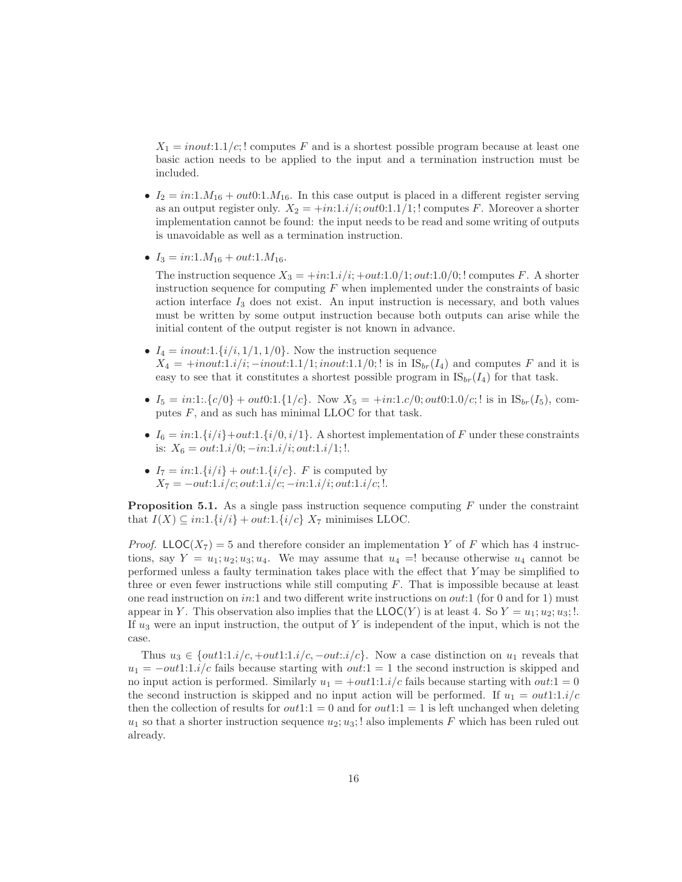$X_1 = inout{:}1.1/c; !$ computes $F$ and is a shortest possible program because at least one basic action needs to be applied to the input and a termination instruction must be included.

- $I_2 = in{:}1.M_{16} + out0{:}1.M_{16}$. In this case output is placed in a different register serving as an output register only. $X_2 = +in{:}1.i/i; out0{:}1.1/1; !$ computes $F$. Moreover a shorter implementation cannot be found: the input needs to be read and some writing of outputs is unavoidable as well as a termination instruction.
- $I_3 = in{:}1.M_{16} + out{:}1.M_{16}$.

  The instruction sequence $X_3 = +in{:}1.i/i; +out{:}1.0/1; out{:}1.0/0; !$ computes $F$. A shorter instruction sequence for computing $F$ when implemented under the constraints of basic action interface $I_3$ does not exist. An input instruction is necessary, and both values must be written by some output instruction because both outputs can arise while the initial content of the output register is not known in advance.
- $I_4 = inout{:}1.\{i/i, 1/1, 1/0\}$. Now the instruction sequence $X_4 = +inout{:}1.i/i; -inout{:}1.1/1; inout{:}1.1/0; !$ is in $\text{IS}_{br}(I_4)$ and computes $F$ and it is easy to see that it constitutes a shortest possible program in $\text{IS}_{br}(I_4)$ for that task.
- $I_5 = in{:}1{:}.\{c/0\} + out0{:}1.\{1/c\}$. Now $X_5 = +in{:}1.c/0; out0{:}1.0/c; !$ is in $\text{IS}_{br}(I_5)$, computes $F$, and as such has minimal LLOC for that task.
- $I_6 = in{:}1.\{i/i\} + out{:}1.\{i/0, i/1\}$. A shortest implementation of $F$ under these constraints is: $X_6 = out{:}1.i/0; -in{:}1.i/i; out{:}1.i/1; !$.
- $I_7 = in{:}1.\{i/i\} + out{:}1.\{i/c\}$. $F$ is computed by $X_7 = -out{:}1.i/c; out{:}1.i/c; -in{:}1.i/i; out{:}1.i/c; !$.

**Proposition 5.1.** As a single pass instruction sequence computing $F$ under the constraint that $I(X) \subseteq in{:}1.\{i/i\} + out{:}1.\{i/c\}$ $X_7$ minimises LLOC.

*Proof.* $\mathsf{LLOC}(X_7) = 5$ and therefore consider an implementation $Y$ of $F$ which has 4 instructions, say $Y = u_1; u_2; u_3; u_4$. We may assume that $u_4 =!$ because otherwise $u_4$ cannot be performed unless a faulty termination takes place with the effect that $Y$may be simplified to three or even fewer instructions while still computing $F$. That is impossible because at least one read instruction on $in{:}1$ and two different write instructions on $out{:}1$ (for 0 and for 1) must appear in $Y$. This observation also implies that the $\mathsf{LLOC}(Y)$ is at least 4. So $Y = u_1; u_2; u_3; !$. If $u_3$ were an input instruction, the output of $Y$ is independent of the input, which is not the case.

Thus $u_3 \in \{out1{:}1.i/c, +out1{:}1.i/c, -out{:}.i/c\}$. Now a case distinction on $u_1$ reveals that $u_1 = -out1{:}1.i/c$ fails because starting with $out{:}1 = 1$ the second instruction is skipped and no input action is performed. Similarly $u_1 = +out1{:}1.i/c$ fails because starting with $out{:}1 = 0$ the second instruction is skipped and no input action will be performed. If $u_1 = out1{:}1.i/c$ then the collection of results for $out1{:}1 = 0$ and for $out1{:}1 = 1$ is left unchanged when deleting $u_1$ so that a shorter instruction sequence $u_2; u_3; !$ also implements $F$ which has been ruled out already.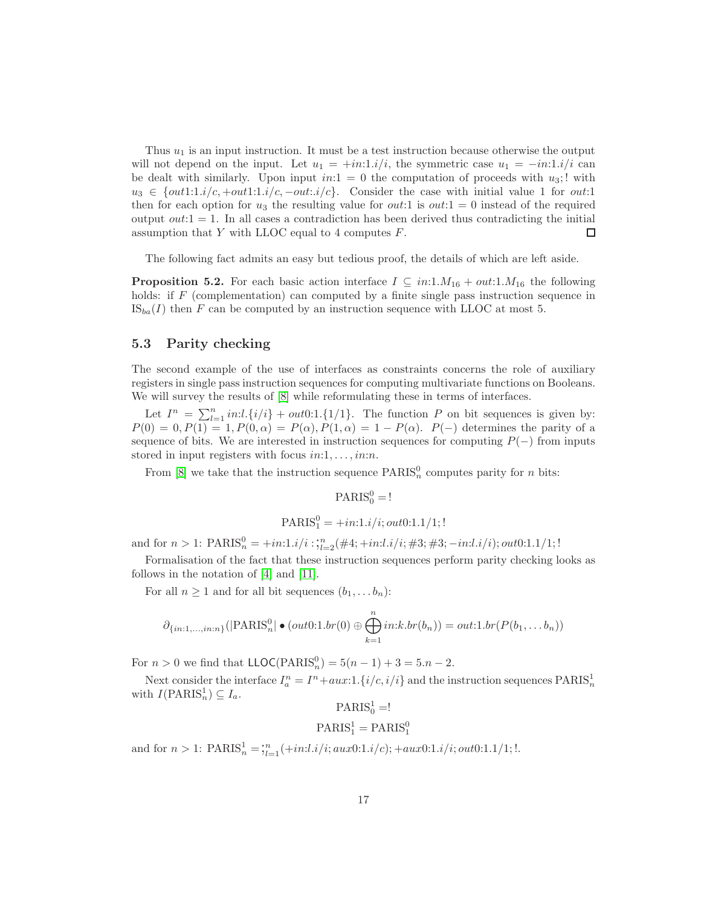Thus $u_1$ is an input instruction. It must be a test instruction because otherwise the output will not depend on the input. Let $u_1 = +in{:}1.i/i$, the symmetric case $u_1 = -in{:}1.i/i$ can be dealt with similarly. Upon input $in{:}1 = 0$ the computation of proceeds with $u_3;!$ with $u_3 \in \{out1{:}1.i/c, +out1{:}1.i/c, -out{:}.i/c\}$. Consider the case with initial value 1 for $out{:}1$ then for each option for $u_3$ the resulting value for $out{:}1$ is $out{:}1 = 0$ instead of the required output $out{:}1 = 1$. In all cases a contradiction has been derived thus contradicting the initial assumption that $Y$ with LLOC equal to 4 computes $F$. □

The following fact admits an easy but tedious proof, the details of which are left aside.

**Proposition 5.2.** For each basic action interface $I \subseteq in{:}1.M_{16} + out{:}1.M_{16}$ the following holds: if $F$ (complementation) can computed by a finite single pass instruction sequence in $\mathrm{IS}_{ba}(I)$ then $F$ can be computed by an instruction sequence with LLOC at most 5.

### 5.3 Parity checking

The second example of the use of interfaces as constraints concerns the role of auxiliary registers in single pass instruction sequences for computing multivariate functions on Booleans. We will survey the results of [8] while reformulating these in terms of interfaces.

Let $I^n = \sum_{l=1}^{n} in{:}l.\{i/i\} + out0{:}1.\{1/1\}$. The function $P$ on bit sequences is given by: $P(0) = 0, P(1) = 1, P(0,\alpha) = P(\alpha), P(1,\alpha) = 1 - P(\alpha)$. $P(-)$ determines the parity of a sequence of bits. We are interested in instruction sequences for computing $P(-)$ from inputs stored in input registers with focus $in{:}1, \ldots, in{:}n$.

From [8] we take that the instruction sequence $\mathrm{PARIS}_n^0$ computes parity for $n$ bits:

$$\mathrm{PARIS}_0^0 = !$$

$$\mathrm{PARIS}_1^0 = +in{:}1.i/i; out0{:}1.1/1; !$$

and for $n > 1$: $\mathrm{PARIS}_n^0 = +in{:}1.i/i \,; ;_{l=2}^{n} (\#4; +in{:}l.i/i; \#3; \#3; -in{:}l.i/i); out0{:}1.1/1; !$

Formalisation of the fact that these instruction sequences perform parity checking looks as follows in the notation of [4] and [11].

For all $n \geq 1$ and for all bit sequences $(b_1, \ldots b_n)$:

$$\partial_{\{in:1,\ldots,in:n\}}(|\mathrm{PARIS}_n^0| \bullet (out0{:}1.br(0) \oplus \bigoplus_{k=1}^{n} in{:}k.br(b_n)) = out{:}1.br(P(b_1, \ldots b_n))$$

For $n > 0$ we find that $\mathsf{LLOC}(\mathrm{PARIS}_n^0) = 5(n-1) + 3 = 5.n - 2$.

Next consider the interface $I_a^n = I^n + aux{:}1.\{i/c, i/i\}$ and the instruction sequences $\mathrm{PARIS}_n^1$ with $I(\mathrm{PARIS}_n^1) \subseteq I_a$.

$$\mathrm{PARIS}_0^1 = !$$

$$\mathrm{PARIS}_1^1 = \mathrm{PARIS}_1^0$$

and for $n > 1$: $\mathrm{PARIS}_n^1 = ;_{l=1}^{n} (+in{:}l.i/i; aux0{:}1.i/c); +aux0{:}1.i/i; out0{:}1.1/1; !$.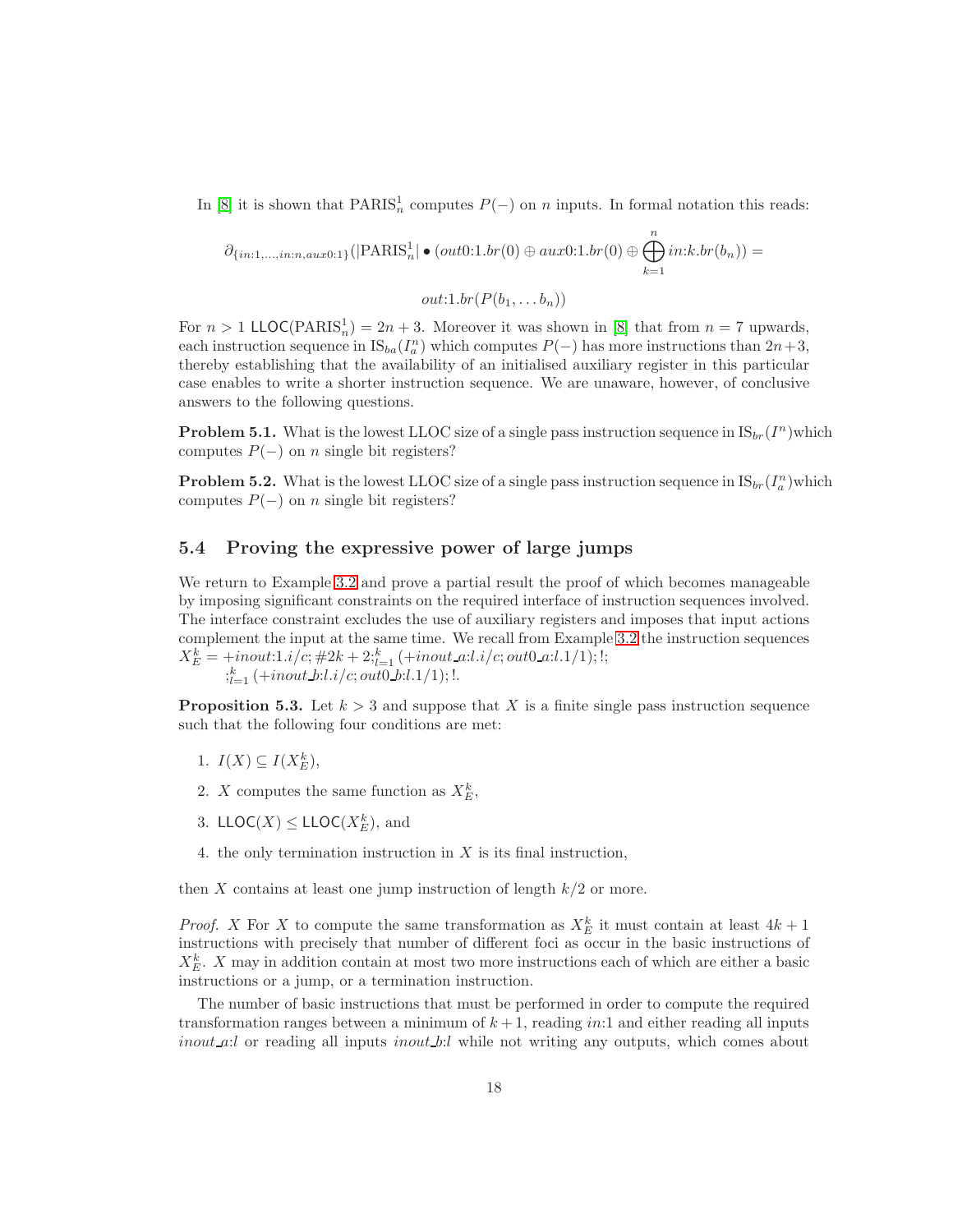In [8] it is shown that $\text{PARIS}_n^1$ computes $P(-)$ on $n$ inputs. In formal notation this reads:

$$\partial_{\{in:1,\ldots,in:n,aux0:1\}}(|\text{PARIS}_n^1| \bullet (out0{:}1.br(0) \oplus aux0{:}1.br(0) \oplus \bigoplus_{k=1}^{n} in{:}k.br(b_n)) =$$

$$out{:}1.br(P(b_1, \ldots b_n))$$

For $n > 1$ $\mathsf{LLOC}(\text{PARIS}_n^1) = 2n + 3$. Moreover it was shown in [8] that from $n = 7$ upwards, each instruction sequence in $\text{IS}_{ba}(I_a^n)$ which computes $P(-)$ has more instructions than $2n+3$, thereby establishing that the availability of an initialised auxiliary register in this particular case enables to write a shorter instruction sequence. We are unaware, however, of conclusive answers to the following questions.

**Problem 5.1.** What is the lowest LLOC size of a single pass instruction sequence in $\text{IS}_{br}(I^n)$which computes $P(-)$ on $n$ single bit registers?

**Problem 5.2.** What is the lowest LLOC size of a single pass instruction sequence in $\text{IS}_{br}(I_a^n)$which computes $P(-)$ on $n$ single bit registers?

### 5.4 Proving the expressive power of large jumps

We return to Example 3.2 and prove a partial result the proof of which becomes manageable by imposing significant constraints on the required interface of instruction sequences involved. The interface constraint excludes the use of auxiliary registers and imposes that input actions complement the input at the same time. We recall from Example 3.2 the instruction sequences $X_E^k = +inout{:}1.i/c; \#2k+2;_{l=1}^{k}(+inout\_a{:}l.i/c; out0\_a{:}l.1/1); !;$
$;_{l=1}^{k}(+inout\_b{:}l.i/c; out0\_b{:}l.1/1); !.$

**Proposition 5.3.** Let $k > 3$ and suppose that $X$ is a finite single pass instruction sequence such that the following four conditions are met:

1. $I(X) \subseteq I(X_E^k)$,
2. $X$ computes the same function as $X_E^k$,
3. $\mathsf{LLOC}(X) \leq \mathsf{LLOC}(X_E^k)$, and
4. the only termination instruction in $X$ is its final instruction,

then $X$ contains at least one jump instruction of length $k/2$ or more.

*Proof.* X For $X$ to compute the same transformation as $X_E^k$ it must contain at least $4k+1$ instructions with precisely that number of different foci as occur in the basic instructions of $X_E^k$. $X$ may in addition contain at most two more instructions each of which are either a basic instructions or a jump, or a termination instruction.

The number of basic instructions that must be performed in order to compute the required transformation ranges between a minimum of $k+1$, reading $in{:}1$ and either reading all inputs $inout\_a{:}l$ or reading all inputs $inout\_b{:}l$ while not writing any outputs, which comes about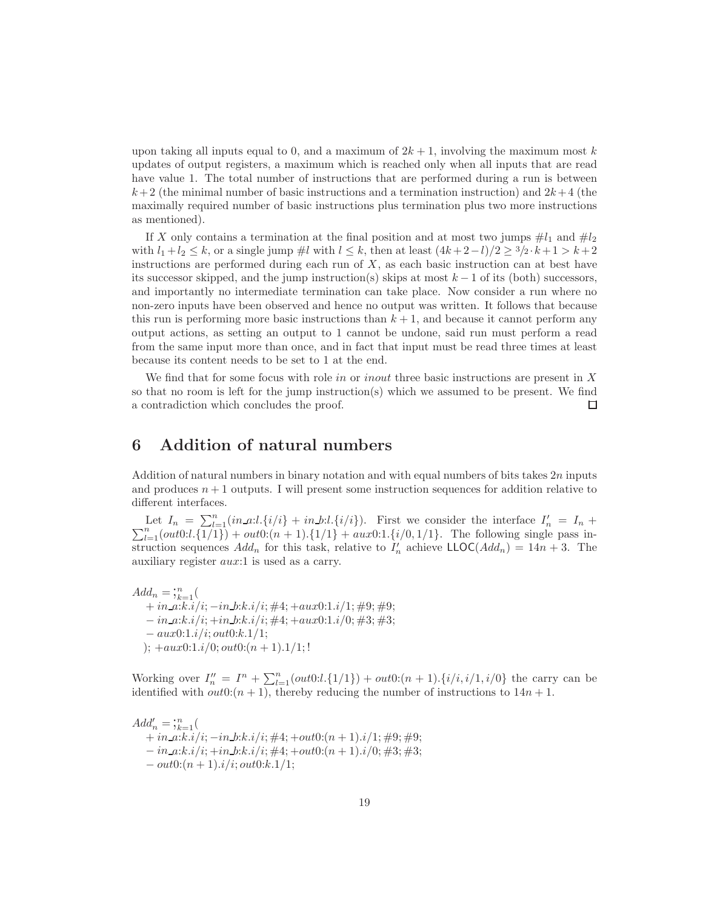upon taking all inputs equal to 0, and a maximum of $2k+1$, involving the maximum most $k$ updates of output registers, a maximum which is reached only when all inputs that are read have value 1. The total number of instructions that are performed during a run is between $k+2$ (the minimal number of basic instructions and a termination instruction) and $2k+4$ (the maximally required number of basic instructions plus termination plus two more instructions as mentioned).

If $X$ only contains a termination at the final position and at most two jumps $\#l_1$ and $\#l_2$ with $l_1+l_2 \leq k$, or a single jump $\#l$ with $l \leq k$, then at least $(4k+2-l)/2 \geq {}^3\!/_2 \cdot k+1 > k+2$ instructions are performed during each run of $X$, as each basic instruction can at best have its successor skipped, and the jump instruction(s) skips at most $k-1$ of its (both) successors, and importantly no intermediate termination can take place. Now consider a run where no non-zero inputs have been observed and hence no output was written. It follows that because this run is performing more basic instructions than $k+1$, and because it cannot perform any output actions, as setting an output to 1 cannot be undone, said run must perform a read from the same input more than once, and in fact that input must be read three times at least because its content needs to be set to 1 at the end.

We find that for some focus with role *in* or *inout* three basic instructions are present in $X$ so that no room is left for the jump instruction(s) which we assumed to be present. We find a contradiction which concludes the proof. □

## 6 Addition of natural numbers

Addition of natural numbers in binary notation and with equal numbers of bits takes $2n$ inputs and produces $n+1$ outputs. I will present some instruction sequences for addition relative to different interfaces.

Let $I_n = \sum_{l=1}^{n}(in\_a{:}l.\{i/i\} + in\_b{:}l.\{i/i\})$. First we consider the interface $I'_n = I_n + \sum_{l=1}^{n}(out0{:}l.\{1/1\}) + out0{:}(n+1).\{1/1\} + aux0{:}1.\{i/0, 1/1\}$. The following single pass instruction sequences $Add_n$ for this task, relative to $I'_n$ achieve $\mathsf{LLOC}(Add_n) = 14n+3$. The auxiliary register $aux{:}1$ is used as a carry.

$$
\begin{aligned}
&Add_n = ;_{k=1}^{n}( \\
&\quad +in\_a{:}k.i/i; -in\_b{:}k.i/i; \#4; +aux0{:}1.i/1; \#9; \#9; \\
&\quad -in\_a{:}k.i/i; +in\_b{:}k.i/i; \#4; +aux0{:}1.i/0; \#3; \#3; \\
&\quad -aux0{:}1.i/i; out0{:}k.1/1; \\
&\quad ); +aux0{:}1.i/0; out0{:}(n+1).1/1; !
\end{aligned}
$$

Working over $I''_n = I^n + \sum_{l=1}^{n}(out0{:}l.\{1/1\}) + out0{:}(n+1).\{i/i, i/1, i/0\}$ the carry can be identified with $out0{:}(n+1)$, thereby reducing the number of instructions to $14n+1$.

$$
\begin{aligned}
&Add'_n = ;_{k=1}^{n}( \\
&\quad +in\_a{:}k.i/i; -in\_b{:}k.i/i; \#4; +out0{:}(n+1).i/1; \#9; \#9; \\
&\quad -in\_a{:}k.i/i; +in\_b{:}k.i/i; \#4; +out0{:}(n+1).i/0; \#3; \#3; \\
&\quad -out0{:}(n+1).i/i; out0{:}k.1/1;
\end{aligned}
$$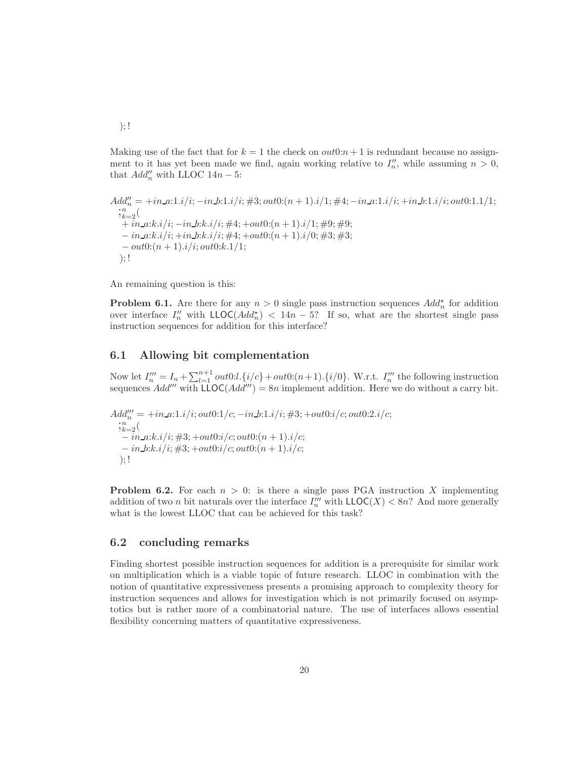$);!$

Making use of the fact that for $k = 1$ the check on $out0{:}n+1$ is redundant because no assignment to it has yet been made we find, again working relative to $I''_n$, while assuming $n > 0$, that $Add''_n$ with LLOC $14n - 5$:

$$
\begin{aligned}
Add''_n = {} & +in\_a{:}1.i/i; -in\_b{:}1.i/i; \#3; out0{:}(n+1).i/1; \#4; -in\_a{:}1.i/i; +in\_b{:}1.i/i; out0{:}1.1/1; \\
& ;_{k=2}^{n}( \\
& \quad + in\_a{:}k.i/i; -in\_b{:}k.i/i; \#4; +out0{:}(n+1).i/1; \#9; \#9; \\
& \quad - in\_a{:}k.i/i; +in\_b{:}k.i/i; \#4; +out0{:}(n+1).i/0; \#3; \#3; \\
& \quad - out0{:}(n+1).i/i; out0{:}k.1/1; \\
& );!
\end{aligned}
$$

An remaining question is this:

**Problem 6.1.** Are there for any $n > 0$ single pass instruction sequences $Add^{\star}_n$ for addition over interface $I''_n$ with $\mathsf{LLOC}(Add^{\star}_n) < 14n - 5$? If so, what are the shortest single pass instruction sequences for addition for this interface?

## 6.1 Allowing bit complementation

Now let $I'''_n = I_n + \sum_{l=1}^{n+1} out0{:}l.\{i/c\} + out0{:}(n+1).\{i/0\}$. W.r.t. $I'''_n$ the following instruction sequences $Add'''$ with $\mathsf{LLOC}(Add''') = 8n$ implement addition. Here we do without a carry bit.

$$
\begin{aligned}
Add'''_n = {} & +in\_a{:}1.i/i; out0{:}1/c; -in\_b{:}1.i/i; \#3; +out0{:}i/c; out0{:}2.i/c; \\
& ;_{k=2}^{n}( \\
& \quad - in\_a{:}k.i/i; \#3; +out0{:}i/c; out0{:}(n+1).i/c; \\
& \quad - in\_b{:}k.i/i; \#3; +out0{:}i/c; out0{:}(n+1).i/c; \\
& );!
\end{aligned}
$$

**Problem 6.2.** For each $n > 0$: is there a single pass PGA instruction $X$ implementing addition of two $n$ bit naturals over the interface $I'''_n$ with $\mathsf{LLOC}(X) < 8n$? And more generally what is the lowest LLOC that can be achieved for this task?

## 6.2 concluding remarks

Finding shortest possible instruction sequences for addition is a prerequisite for similar work on multiplication which is a viable topic of future research. LLOC in combination with the notion of quantitative expressiveness presents a promising approach to complexity theory for instruction sequences and allows for investigation which is not primarily focused on asymptotics but is rather more of a combinatorial nature. The use of interfaces allows essential flexibility concerning matters of quantitative expressiveness.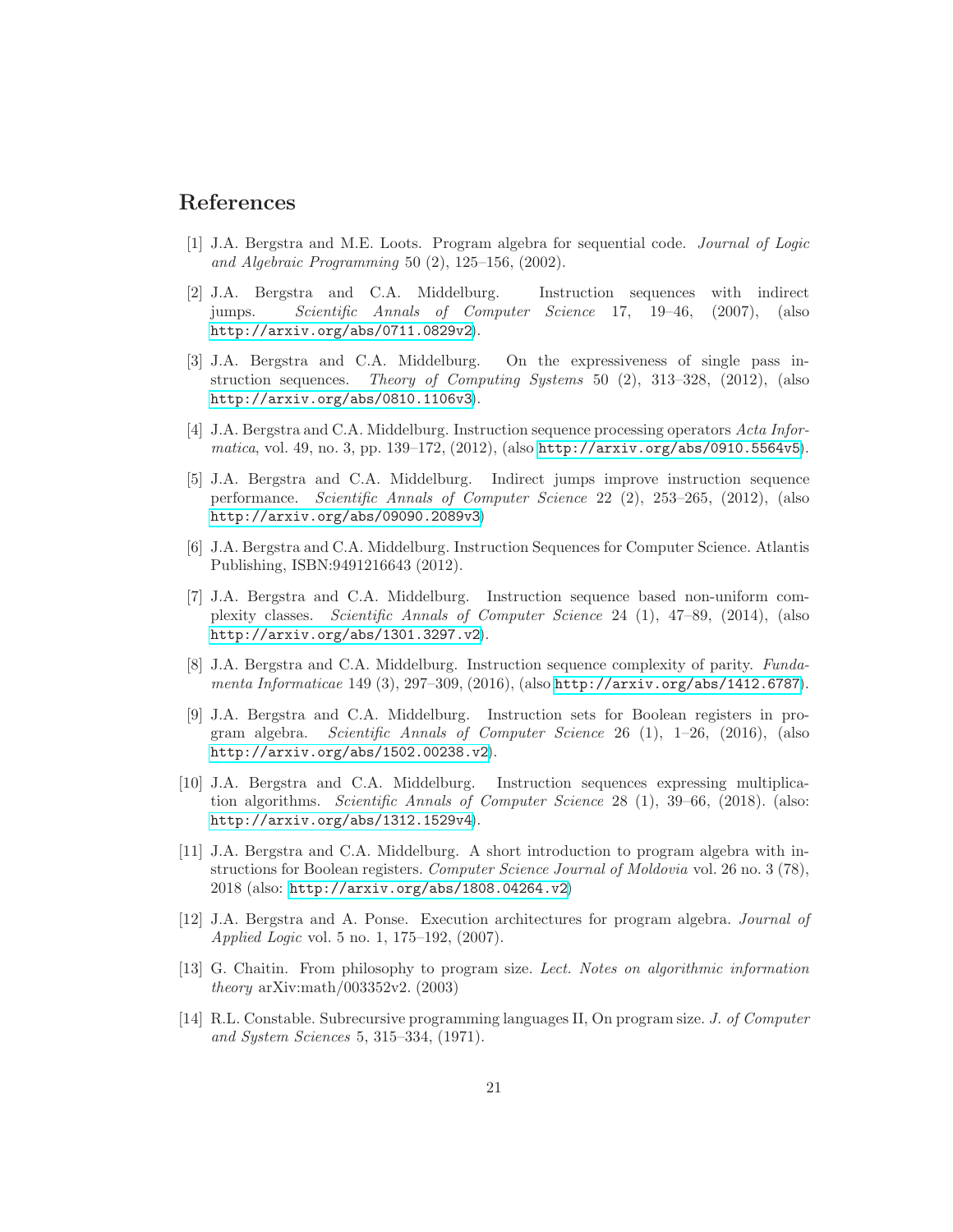## References

[1] J.A. Bergstra and M.E. Loots. Program algebra for sequential code. *Journal of Logic and Algebraic Programming* 50 (2), 125–156, (2002).

[2] J.A. Bergstra and C.A. Middelburg. Instruction sequences with indirect jumps. *Scientific Annals of Computer Science* 17, 19–46, (2007), (also http://arxiv.org/abs/0711.0829v2).

[3] J.A. Bergstra and C.A. Middelburg. On the expressiveness of single pass instruction sequences. *Theory of Computing Systems* 50 (2), 313–328, (2012), (also http://arxiv.org/abs/0810.1106v3).

[4] J.A. Bergstra and C.A. Middelburg. Instruction sequence processing operators *Acta Informatica*, vol. 49, no. 3, pp. 139–172, (2012), (also http://arxiv.org/abs/0910.5564v5).

[5] J.A. Bergstra and C.A. Middelburg. Indirect jumps improve instruction sequence performance. *Scientific Annals of Computer Science* 22 (2), 253–265, (2012), (also http://arxiv.org/abs/09090.2089v3)

[6] J.A. Bergstra and C.A. Middelburg. Instruction Sequences for Computer Science. Atlantis Publishing, ISBN:9491216643 (2012).

[7] J.A. Bergstra and C.A. Middelburg. Instruction sequence based non-uniform complexity classes. *Scientific Annals of Computer Science* 24 (1), 47–89, (2014), (also http://arxiv.org/abs/1301.3297.v2).

[8] J.A. Bergstra and C.A. Middelburg. Instruction sequence complexity of parity. *Fundamenta Informaticae* 149 (3), 297–309, (2016), (also http://arxiv.org/abs/1412.6787).

[9] J.A. Bergstra and C.A. Middelburg. Instruction sets for Boolean registers in program algebra. *Scientific Annals of Computer Science* 26 (1), 1–26, (2016), (also http://arxiv.org/abs/1502.00238.v2).

[10] J.A. Bergstra and C.A. Middelburg. Instruction sequences expressing multiplication algorithms. *Scientific Annals of Computer Science* 28 (1), 39–66, (2018). (also: http://arxiv.org/abs/1312.1529v4).

[11] J.A. Bergstra and C.A. Middelburg. A short introduction to program algebra with instructions for Boolean registers. *Computer Science Journal of Moldovia* vol. 26 no. 3 (78), 2018 (also: http://arxiv.org/abs/1808.04264.v2)

[12] J.A. Bergstra and A. Ponse. Execution architectures for program algebra. *Journal of Applied Logic* vol. 5 no. 1, 175–192, (2007).

[13] G. Chaitin. From philosophy to program size. *Lect. Notes on algorithmic information theory* arXiv:math/003352v2. (2003)

[14] R.L. Constable. Subrecursive programming languages II, On program size. *J. of Computer and System Sciences* 5, 315–334, (1971).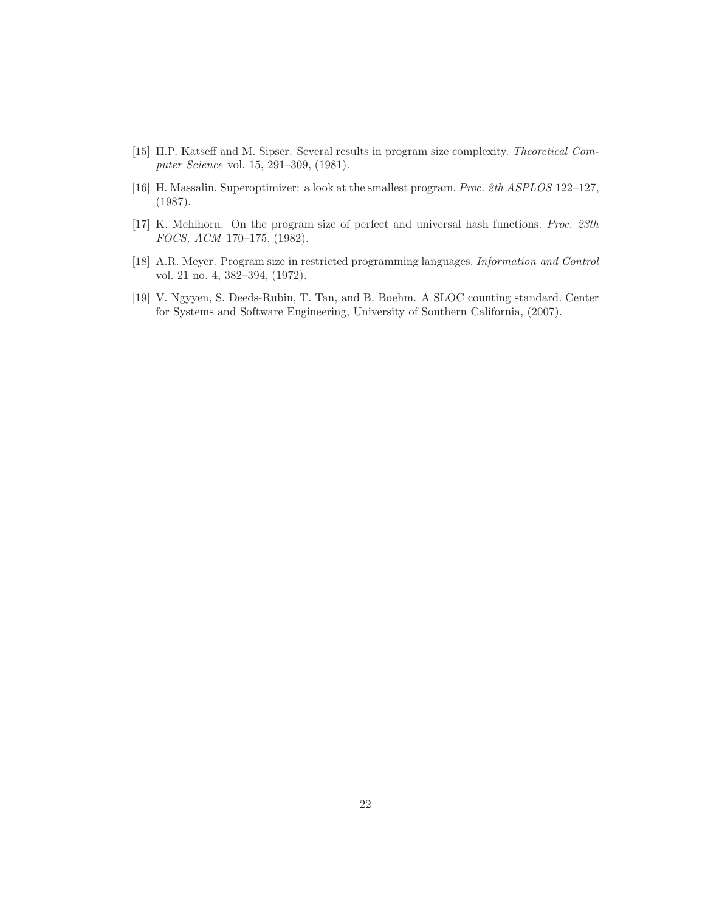[15] H.P. Katseff and M. Sipser. Several results in program size complexity. *Theoretical Computer Science* vol. 15, 291–309, (1981).

[16] H. Massalin. Superoptimizer: a look at the smallest program. *Proc. 2th ASPLOS* 122–127, (1987).

[17] K. Mehlhorn. On the program size of perfect and universal hash functions. *Proc. 23th FOCS, ACM* 170–175, (1982).

[18] A.R. Meyer. Program size in restricted programming languages. *Information and Control* vol. 21 no. 4, 382–394, (1972).

[19] V. Ngyyen, S. Deeds-Rubin, T. Tan, and B. Boehm. A SLOC counting standard. Center for Systems and Software Engineering, University of Southern California, (2007).